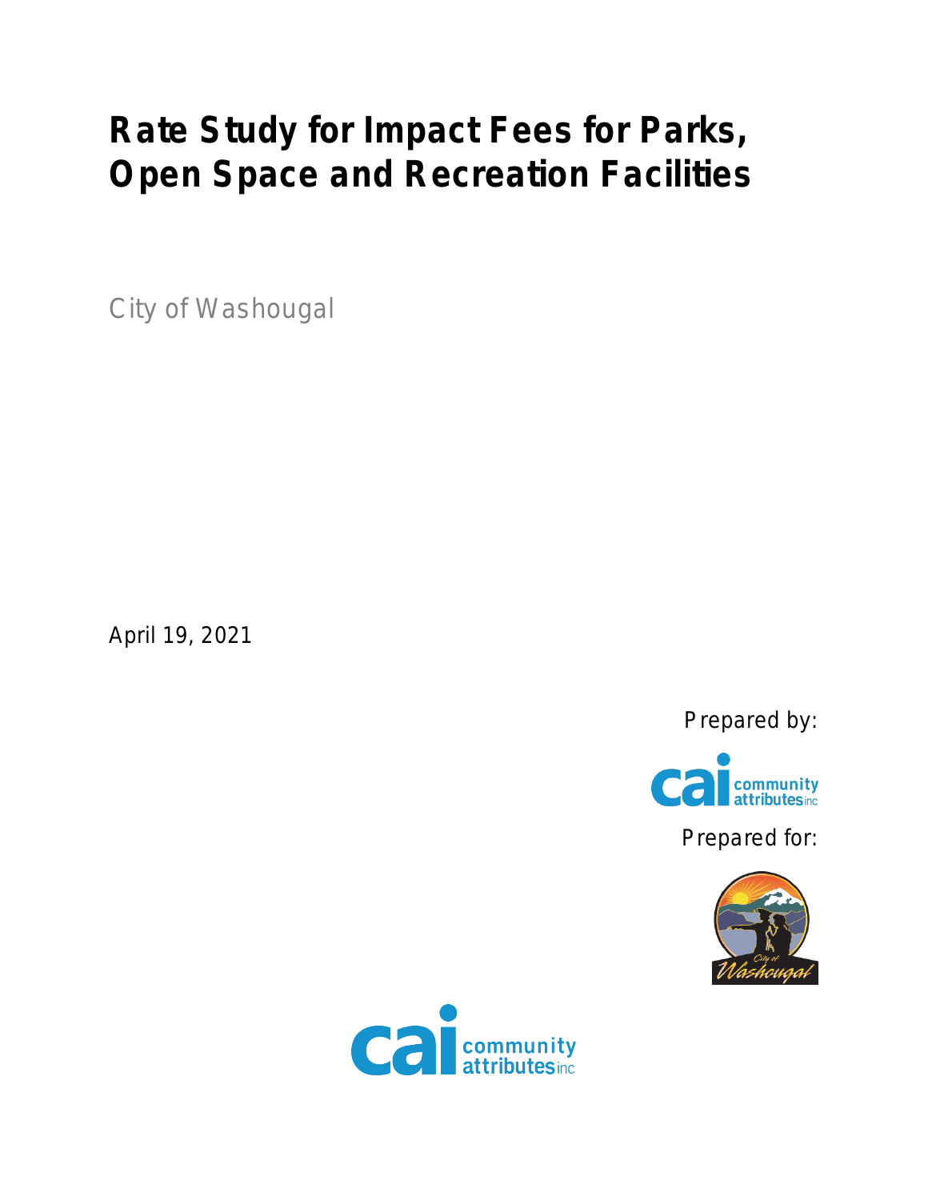# Rate Study for Impact Fees for Parks, Open Space and Recreation Facilities

City of Washougal

April 19, 2021

Prepared by:

Prepared for: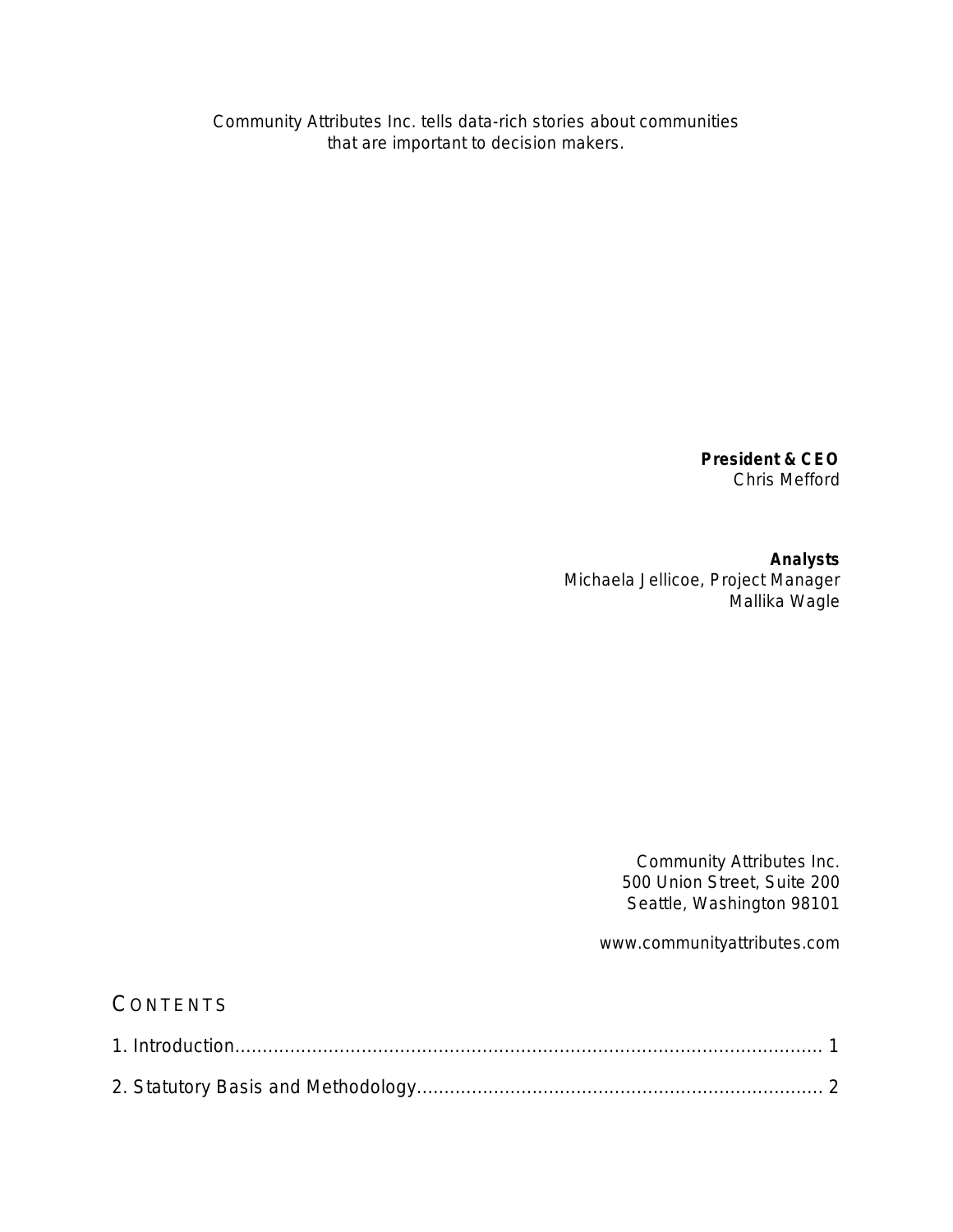Community Attributes Inc. tells data-rich stories about communities that are important to decision makers.

**President & CEO**
Chris Mefford

**Analysts**
Michaela Jellicoe, Project Manager
Mallika Wagle

Community Attributes Inc.
500 Union Street, Suite 200
Seattle, Washington 98101

www.communityattributes.com

## CONTENTS

1. Introduction........................................................................................................ 1

2. Statutory Basis and Methodology........................................................................ 2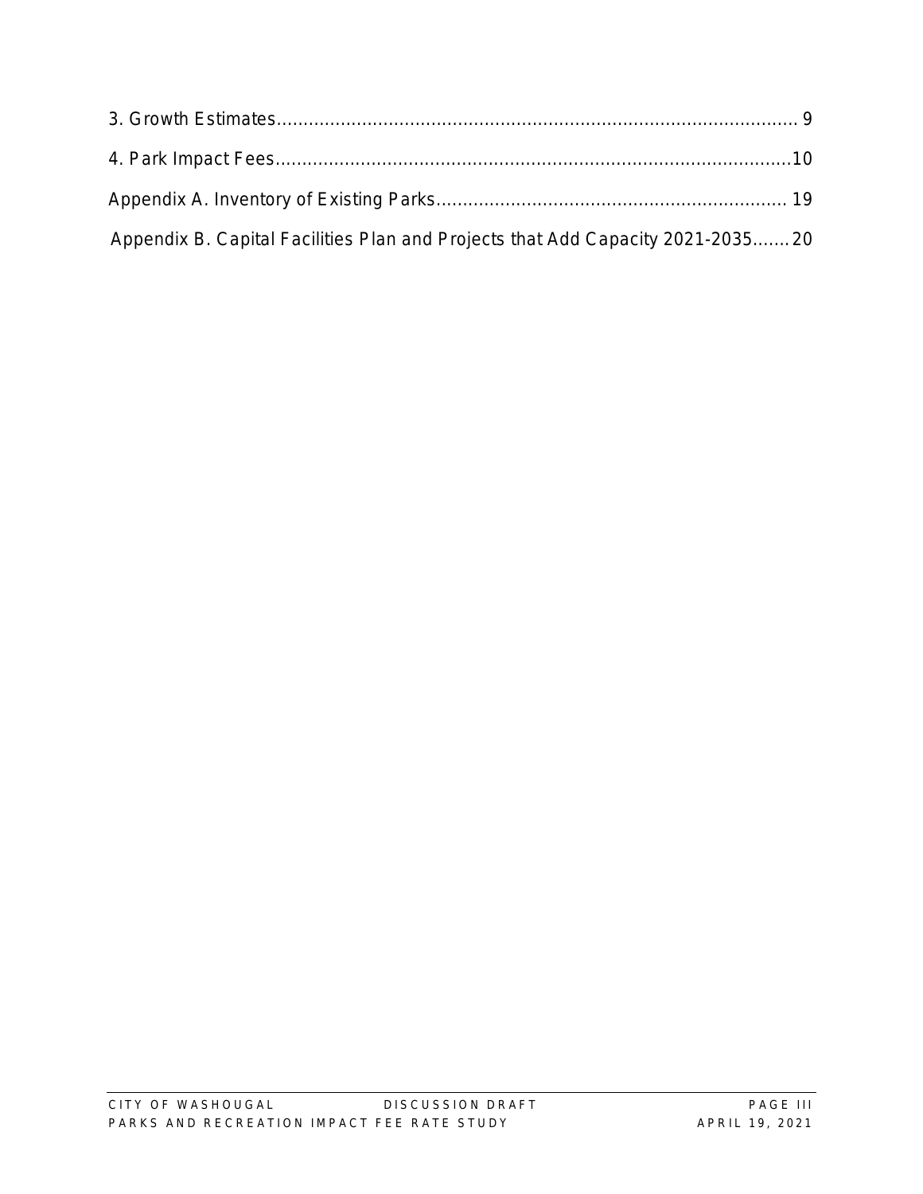3. Growth Estimates........................................................................................... 9

4. Park Impact Fees..........................................................................................10

Appendix A. Inventory of Existing Parks................................................................ 19

Appendix B. Capital Facilities Plan and Projects that Add Capacity 2021-2035.......20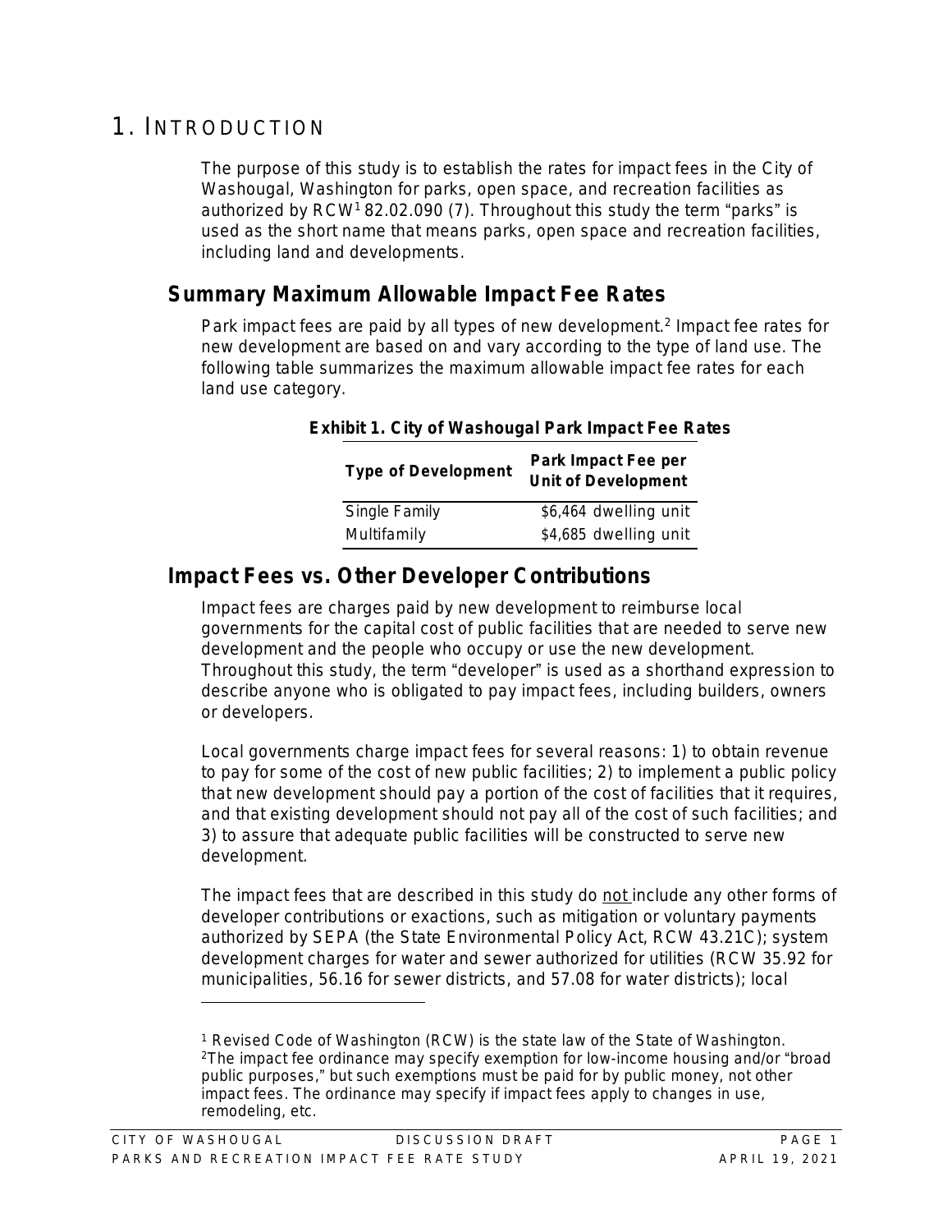# 1. INTRODUCTION

The purpose of this study is to establish the rates for impact fees in the City of Washougal, Washington for parks, open space, and recreation facilities as authorized by RCW[1] 82.02.090 (7). Throughout this study the term "parks" is used as the short name that means parks, open space and recreation facilities, including land and developments.

## Summary Maximum Allowable Impact Fee Rates

Park impact fees are paid by all types of new development.[2] Impact fee rates for new development are based on and vary according to the type of land use. The following table summarizes the maximum allowable impact fee rates for each land use category.

**Exhibit 1. City of Washougal Park Impact Fee Rates**

| Type of Development | Park Impact Fee per Unit of Development |
|---|---|
| Single Family | $6,464 dwelling unit |
| Multifamily | $4,685 dwelling unit |

## Impact Fees vs. Other Developer Contributions

Impact fees are charges paid by new development to reimburse local governments for the capital cost of public facilities that are needed to serve new development and the people who occupy or use the new development. Throughout this study, the term "developer" is used as a shorthand expression to describe anyone who is obligated to pay impact fees, including builders, owners or developers.

Local governments charge impact fees for several reasons: 1) to obtain revenue to pay for some of the cost of new public facilities; 2) to implement a public policy that new development should pay a portion of the cost of facilities that it requires, and that existing development should not pay all of the cost of such facilities; and 3) to assure that adequate public facilities will be constructed to serve new development.

The impact fees that are described in this study do not include any other forms of developer contributions or exactions, such as mitigation or voluntary payments authorized by SEPA (the State Environmental Policy Act, RCW 43.21C); system development charges for water and sewer authorized for utilities (RCW 35.92 for municipalities, 56.16 for sewer districts, and 57.08 for water districts); local

[1] Revised Code of Washington (RCW) is the state law of the State of Washington.
[2] The impact fee ordinance may specify exemption for low-income housing and/or "broad public purposes," but such exemptions must be paid for by public money, not other impact fees. The ordinance may specify if impact fees apply to changes in use, remodeling, etc.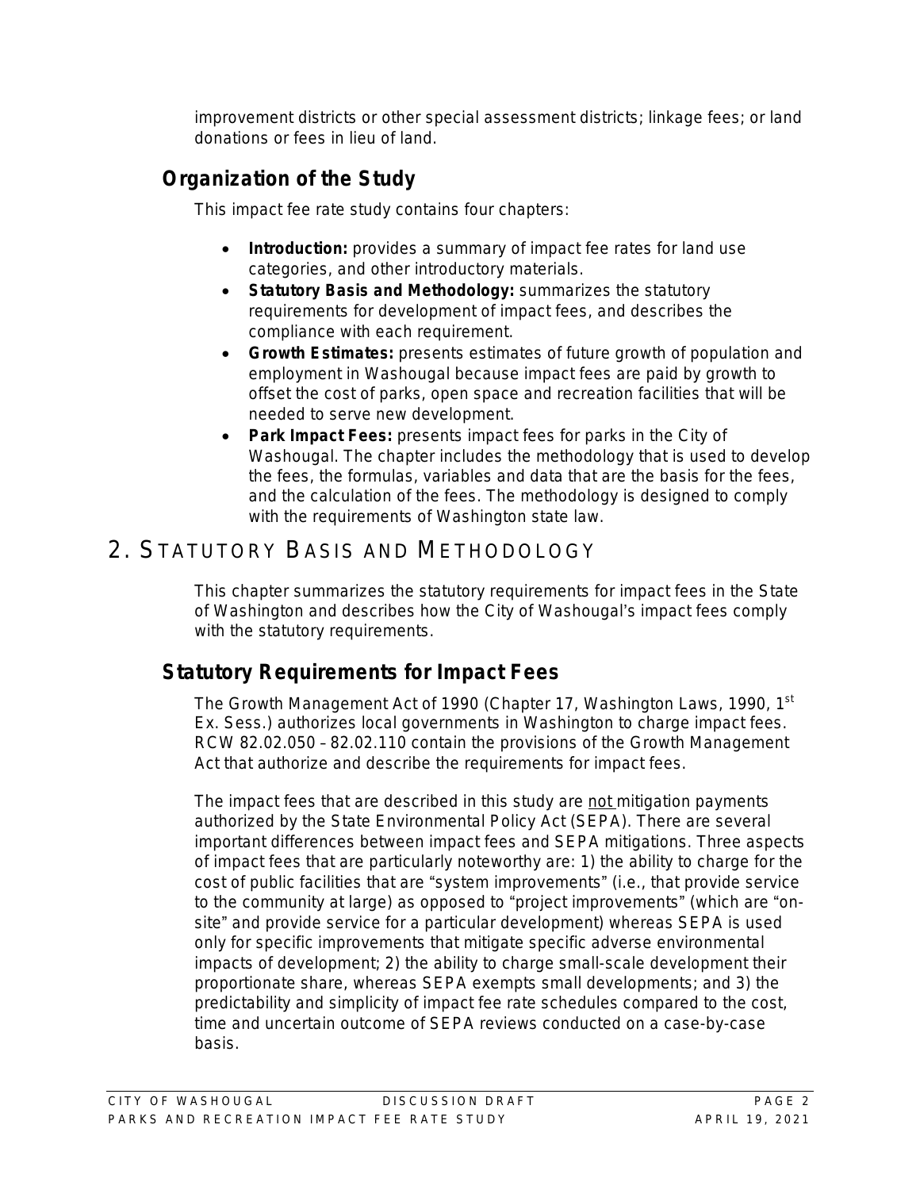improvement districts or other special assessment districts; linkage fees; or land donations or fees in lieu of land.

## Organization of the Study

This impact fee rate study contains four chapters:

- **Introduction:** provides a summary of impact fee rates for land use categories, and other introductory materials.
- **Statutory Basis and Methodology:** summarizes the statutory requirements for development of impact fees, and describes the compliance with each requirement.
- **Growth Estimates:** presents estimates of future growth of population and employment in Washougal because impact fees are paid by growth to offset the cost of parks, open space and recreation facilities that will be needed to serve new development.
- **Park Impact Fees:** presents impact fees for parks in the City of Washougal. The chapter includes the methodology that is used to develop the fees, the formulas, variables and data that are the basis for the fees, and the calculation of the fees. The methodology is designed to comply with the requirements of Washington state law.

# 2. Statutory Basis and Methodology

This chapter summarizes the statutory requirements for impact fees in the State of Washington and describes how the City of Washougal's impact fees comply with the statutory requirements.

## Statutory Requirements for Impact Fees

The Growth Management Act of 1990 (Chapter 17, Washington Laws, 1990, 1st Ex. Sess.) authorizes local governments in Washington to charge impact fees. RCW 82.02.050 – 82.02.110 contain the provisions of the Growth Management Act that authorize and describe the requirements for impact fees.

The impact fees that are described in this study are not mitigation payments authorized by the State Environmental Policy Act (SEPA). There are several important differences between impact fees and SEPA mitigations. Three aspects of impact fees that are particularly noteworthy are: 1) the ability to charge for the cost of public facilities that are "system improvements" (i.e., that provide service to the community at large) as opposed to "project improvements" (which are "on-site" and provide service for a particular development) whereas SEPA is used only for specific improvements that mitigate specific adverse environmental impacts of development; 2) the ability to charge small-scale development their proportionate share, whereas SEPA exempts small developments; and 3) the predictability and simplicity of impact fee rate schedules compared to the cost, time and uncertain outcome of SEPA reviews conducted on a case-by-case basis.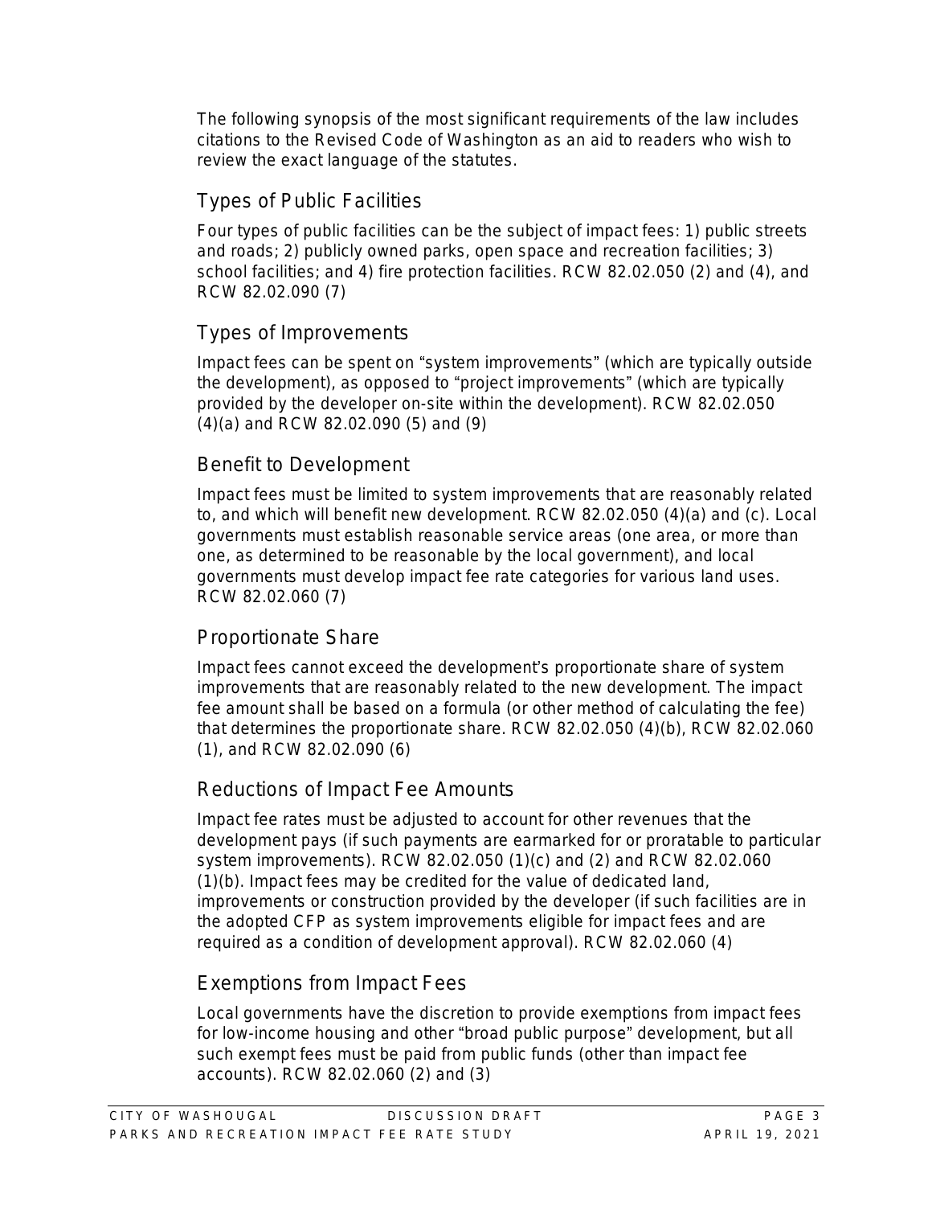The following synopsis of the most significant requirements of the law includes citations to the Revised Code of Washington as an aid to readers who wish to review the exact language of the statutes.

## Types of Public Facilities

Four types of public facilities can be the subject of impact fees: 1) public streets and roads; 2) publicly owned parks, open space and recreation facilities; 3) school facilities; and 4) fire protection facilities. RCW 82.02.050 (2) and (4), and RCW 82.02.090 (7)

## Types of Improvements

Impact fees can be spent on "system improvements" (which are typically outside the development), as opposed to "project improvements" (which are typically provided by the developer on-site within the development). RCW 82.02.050 (4)(a) and RCW 82.02.090 (5) and (9)

## Benefit to Development

Impact fees must be limited to system improvements that are reasonably related to, and which will benefit new development. RCW 82.02.050 (4)(a) and (c). Local governments must establish reasonable service areas (one area, or more than one, as determined to be reasonable by the local government), and local governments must develop impact fee rate categories for various land uses. RCW 82.02.060 (7)

## Proportionate Share

Impact fees cannot exceed the development's proportionate share of system improvements that are reasonably related to the new development. The impact fee amount shall be based on a formula (or other method of calculating the fee) that determines the proportionate share. RCW 82.02.050 (4)(b), RCW 82.02.060 (1), and RCW 82.02.090 (6)

## Reductions of Impact Fee Amounts

Impact fee rates must be adjusted to account for other revenues that the development pays (if such payments are earmarked for or proratable to particular system improvements). RCW 82.02.050 (1)(c) and (2) and RCW 82.02.060 (1)(b). Impact fees may be credited for the value of dedicated land, improvements or construction provided by the developer (if such facilities are in the adopted CFP as system improvements eligible for impact fees and are required as a condition of development approval). RCW 82.02.060 (4)

## Exemptions from Impact Fees

Local governments have the discretion to provide exemptions from impact fees for low-income housing and other "broad public purpose" development, but all such exempt fees must be paid from public funds (other than impact fee accounts). RCW 82.02.060 (2) and (3)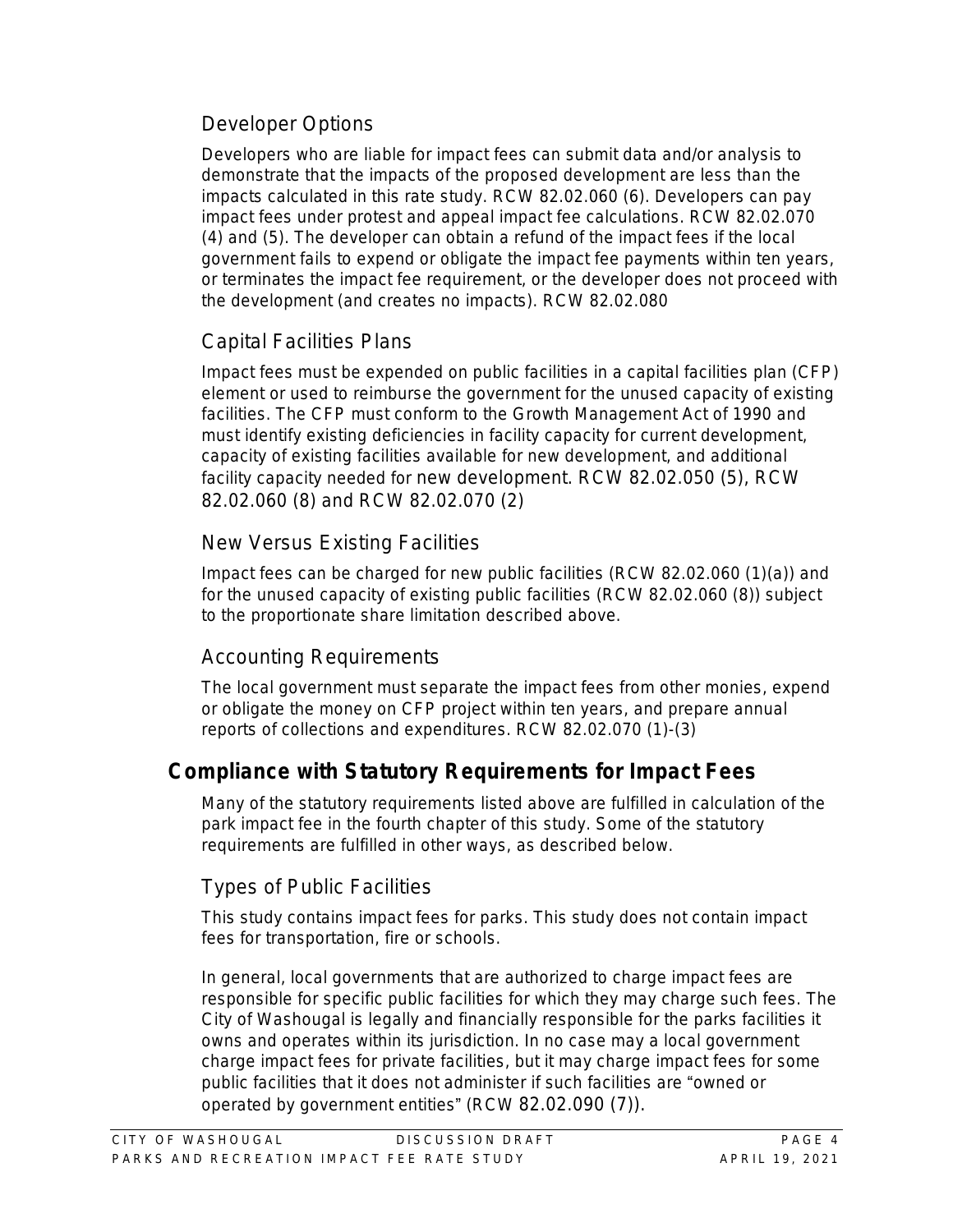### Developer Options

Developers who are liable for impact fees can submit data and/or analysis to demonstrate that the impacts of the proposed development are less than the impacts calculated in this rate study. RCW 82.02.060 (6). Developers can pay impact fees under protest and appeal impact fee calculations. RCW 82.02.070 (4) and (5). The developer can obtain a refund of the impact fees if the local government fails to expend or obligate the impact fee payments within ten years, or terminates the impact fee requirement, or the developer does not proceed with the development (and creates no impacts). RCW 82.02.080

### Capital Facilities Plans

Impact fees must be expended on public facilities in a capital facilities plan (CFP) element or used to reimburse the government for the unused capacity of existing facilities. The CFP must conform to the Growth Management Act of 1990 and must identify existing deficiencies in facility capacity for current development, capacity of existing facilities available for new development, and additional facility capacity needed for new development. RCW 82.02.050 (5), RCW 82.02.060 (8) and RCW 82.02.070 (2)

### New Versus Existing Facilities

Impact fees can be charged for new public facilities (RCW 82.02.060 (1)(a)) and for the unused capacity of existing public facilities (RCW 82.02.060 (8)) subject to the proportionate share limitation described above.

### Accounting Requirements

The local government must separate the impact fees from other monies, expend or obligate the money on CFP project within ten years, and prepare annual reports of collections and expenditures. RCW 82.02.070 (1)-(3)

## Compliance with Statutory Requirements for Impact Fees

Many of the statutory requirements listed above are fulfilled in calculation of the park impact fee in the fourth chapter of this study. Some of the statutory requirements are fulfilled in other ways, as described below.

### Types of Public Facilities

This study contains impact fees for parks. This study does not contain impact fees for transportation, fire or schools.

In general, local governments that are authorized to charge impact fees are responsible for specific public facilities for which they may charge such fees. The City of Washougal is legally and financially responsible for the parks facilities it owns and operates within its jurisdiction. In no case may a local government charge impact fees for private facilities, but it may charge impact fees for some public facilities that it does not administer if such facilities are "owned or operated by government entities" (RCW 82.02.090 (7)).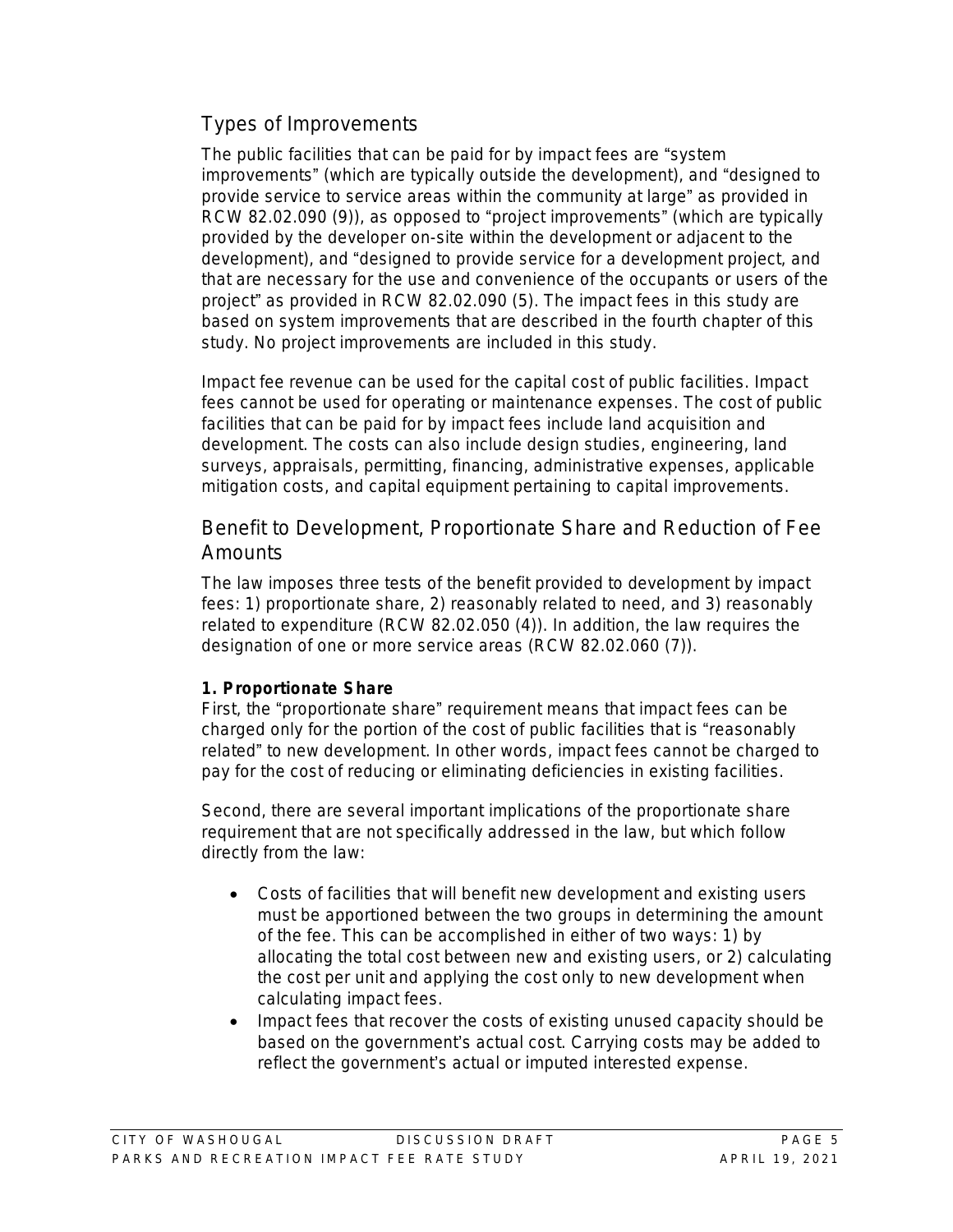## Types of Improvements

The public facilities that can be paid for by impact fees are "system improvements" (which are typically outside the development), and "designed to provide service to service areas within the community at large" as provided in RCW 82.02.090 (9)), as opposed to "project improvements" (which are typically provided by the developer on-site within the development or adjacent to the development), and "designed to provide service for a development project, and that are necessary for the use and convenience of the occupants or users of the project" as provided in RCW 82.02.090 (5). The impact fees in this study are based on system improvements that are described in the fourth chapter of this study. No project improvements are included in this study.

Impact fee revenue can be used for the capital cost of public facilities. Impact fees cannot be used for operating or maintenance expenses. The cost of public facilities that can be paid for by impact fees include land acquisition and development. The costs can also include design studies, engineering, land surveys, appraisals, permitting, financing, administrative expenses, applicable mitigation costs, and capital equipment pertaining to capital improvements.

## Benefit to Development, Proportionate Share and Reduction of Fee Amounts

The law imposes three tests of the benefit provided to development by impact fees: 1) proportionate share, 2) reasonably related to need, and 3) reasonably related to expenditure (RCW 82.02.050 (4)). In addition, the law requires the designation of one or more service areas (RCW 82.02.060 (7)).

**1. Proportionate Share**

First, the "proportionate share" requirement means that impact fees can be charged only for the portion of the cost of public facilities that is "reasonably related" to new development. In other words, impact fees cannot be charged to pay for the cost of reducing or eliminating deficiencies in existing facilities.

Second, there are several important implications of the proportionate share requirement that are not specifically addressed in the law, but which follow directly from the law:

- Costs of facilities that will benefit new development and existing users must be apportioned between the two groups in determining the amount of the fee. This can be accomplished in either of two ways: 1) by allocating the total cost between new and existing users, or 2) calculating the cost per unit and applying the cost only to new development when calculating impact fees.
- Impact fees that recover the costs of existing unused capacity should be based on the government's actual cost. Carrying costs may be added to reflect the government's actual or imputed interested expense.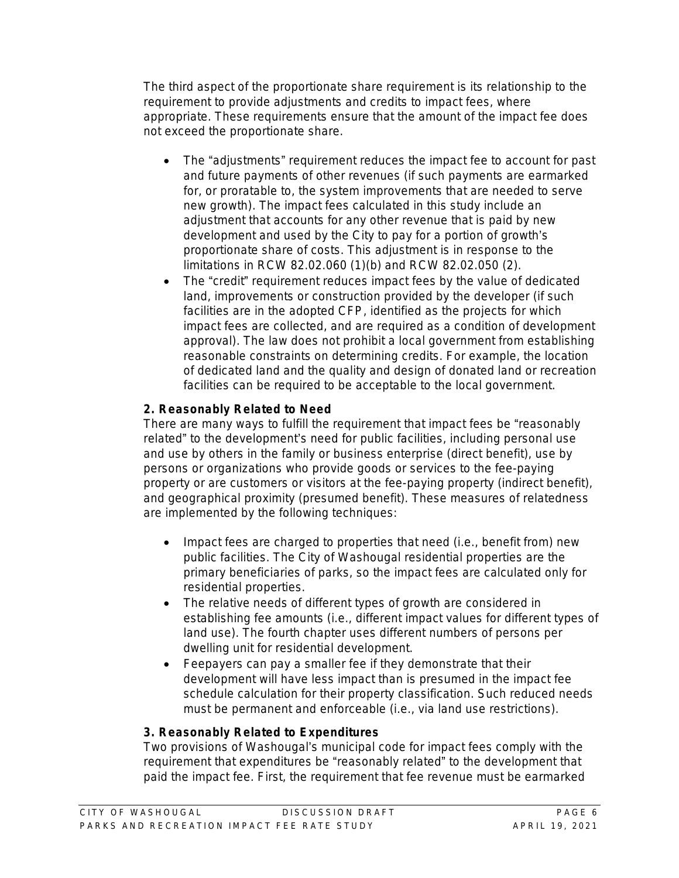The third aspect of the proportionate share requirement is its relationship to the requirement to provide adjustments and credits to impact fees, where appropriate. These requirements ensure that the amount of the impact fee does not exceed the proportionate share.

- The "adjustments" requirement reduces the impact fee to account for past and future payments of other revenues (if such payments are earmarked for, or proratable to, the system improvements that are needed to serve new growth). The impact fees calculated in this study include an adjustment that accounts for any other revenue that is paid by new development and used by the City to pay for a portion of growth's proportionate share of costs. This adjustment is in response to the limitations in RCW 82.02.060 (1)(b) and RCW 82.02.050 (2).
- The "credit" requirement reduces impact fees by the value of dedicated land, improvements or construction provided by the developer (if such facilities are in the adopted CFP, identified as the projects for which impact fees are collected, and are required as a condition of development approval). The law does not prohibit a local government from establishing reasonable constraints on determining credits. For example, the location of dedicated land and the quality and design of donated land or recreation facilities can be required to be acceptable to the local government.

**2. Reasonably Related to Need**

There are many ways to fulfill the requirement that impact fees be "reasonably related" to the development's need for public facilities, including personal use and use by others in the family or business enterprise (direct benefit), use by persons or organizations who provide goods or services to the fee-paying property or are customers or visitors at the fee-paying property (indirect benefit), and geographical proximity (presumed benefit). These measures of relatedness are implemented by the following techniques:

- Impact fees are charged to properties that need (i.e., benefit from) new public facilities. The City of Washougal residential properties are the primary beneficiaries of parks, so the impact fees are calculated only for residential properties.
- The relative needs of different types of growth are considered in establishing fee amounts (i.e., different impact values for different types of land use). The fourth chapter uses different numbers of persons per dwelling unit for residential development.
- Feepayers can pay a smaller fee if they demonstrate that their development will have less impact than is presumed in the impact fee schedule calculation for their property classification. Such reduced needs must be permanent and enforceable (i.e., via land use restrictions).

**3. Reasonably Related to Expenditures**

Two provisions of Washougal's municipal code for impact fees comply with the requirement that expenditures be "reasonably related" to the development that paid the impact fee. First, the requirement that fee revenue must be earmarked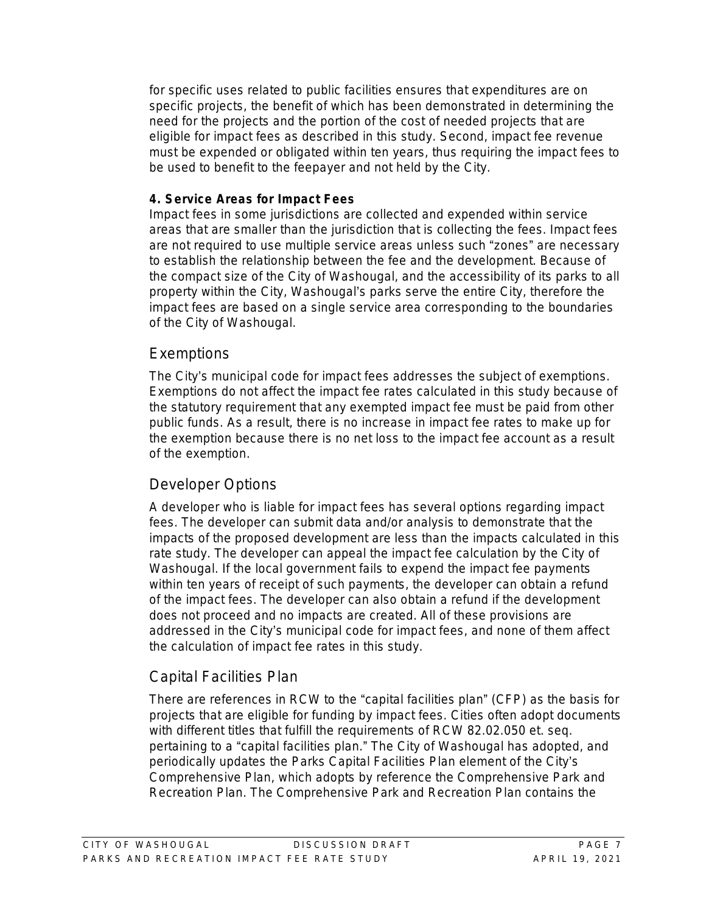for specific uses related to public facilities ensures that expenditures are on specific projects, the benefit of which has been demonstrated in determining the need for the projects and the portion of the cost of needed projects that are eligible for impact fees as described in this study. Second, impact fee revenue must be expended or obligated within ten years, thus requiring the impact fees to be used to benefit to the feepayer and not held by the City.

**4. Service Areas for Impact Fees**

Impact fees in some jurisdictions are collected and expended within service areas that are smaller than the jurisdiction that is collecting the fees. Impact fees are not required to use multiple service areas unless such "zones" are necessary to establish the relationship between the fee and the development. Because of the compact size of the City of Washougal, and the accessibility of its parks to all property within the City, Washougal's parks serve the entire City, therefore the impact fees are based on a single service area corresponding to the boundaries of the City of Washougal.

## Exemptions

The City's municipal code for impact fees addresses the subject of exemptions. Exemptions do not affect the impact fee rates calculated in this study because of the statutory requirement that any exempted impact fee must be paid from other public funds. As a result, there is no increase in impact fee rates to make up for the exemption because there is no net loss to the impact fee account as a result of the exemption.

## Developer Options

A developer who is liable for impact fees has several options regarding impact fees. The developer can submit data and/or analysis to demonstrate that the impacts of the proposed development are less than the impacts calculated in this rate study. The developer can appeal the impact fee calculation by the City of Washougal. If the local government fails to expend the impact fee payments within ten years of receipt of such payments, the developer can obtain a refund of the impact fees. The developer can also obtain a refund if the development does not proceed and no impacts are created. All of these provisions are addressed in the City's municipal code for impact fees, and none of them affect the calculation of impact fee rates in this study.

## Capital Facilities Plan

There are references in RCW to the "capital facilities plan" (CFP) as the basis for projects that are eligible for funding by impact fees. Cities often adopt documents with different titles that fulfill the requirements of RCW 82.02.050 et. seq. pertaining to a "capital facilities plan." The City of Washougal has adopted, and periodically updates the Parks Capital Facilities Plan element of the City's Comprehensive Plan, which adopts by reference the Comprehensive Park and Recreation Plan. The Comprehensive Park and Recreation Plan contains the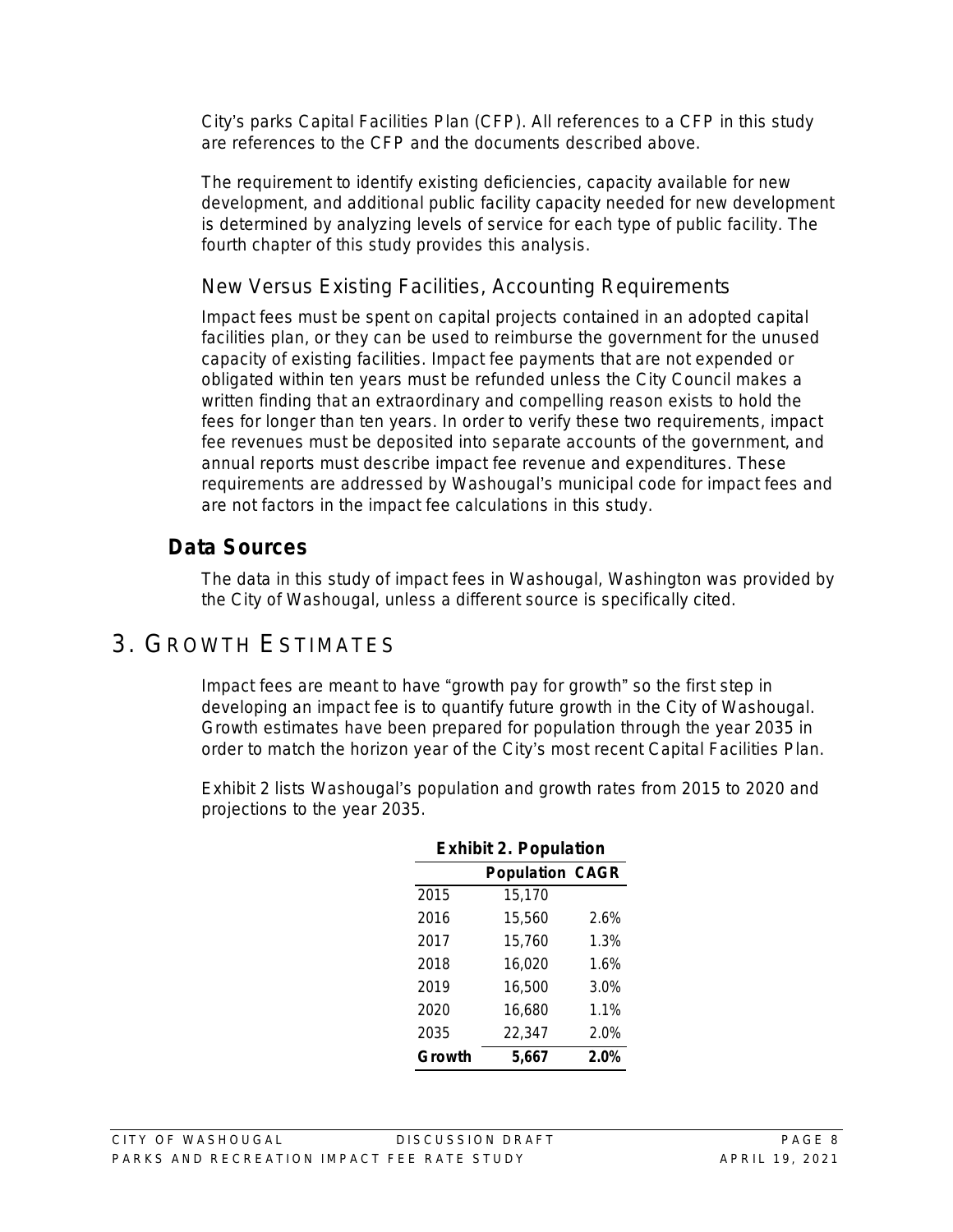City's parks Capital Facilities Plan (CFP). All references to a CFP in this study are references to the CFP and the documents described above.

The requirement to identify existing deficiencies, capacity available for new development, and additional public facility capacity needed for new development is determined by analyzing levels of service for each type of public facility. The fourth chapter of this study provides this analysis.

### New Versus Existing Facilities, Accounting Requirements

Impact fees must be spent on capital projects contained in an adopted capital facilities plan, or they can be used to reimburse the government for the unused capacity of existing facilities. Impact fee payments that are not expended or obligated within ten years must be refunded unless the City Council makes a written finding that an extraordinary and compelling reason exists to hold the fees for longer than ten years. In order to verify these two requirements, impact fee revenues must be deposited into separate accounts of the government, and annual reports must describe impact fee revenue and expenditures. These requirements are addressed by Washougal's municipal code for impact fees and are not factors in the impact fee calculations in this study.

## Data Sources

The data in this study of impact fees in Washougal, Washington was provided by the City of Washougal, unless a different source is specifically cited.

# 3. Growth Estimates

Impact fees are meant to have "growth pay for growth" so the first step in developing an impact fee is to quantify future growth in the City of Washougal. Growth estimates have been prepared for population through the year 2035 in order to match the horizon year of the City's most recent Capital Facilities Plan.

Exhibit 2 lists Washougal's population and growth rates from 2015 to 2020 and projections to the year 2035.

**Exhibit 2. Population**

| | Population | CAGR |
|---|---|---|
| 2015 | 15,170 | |
| 2016 | 15,560 | 2.6% |
| 2017 | 15,760 | 1.3% |
| 2018 | 16,020 | 1.6% |
| 2019 | 16,500 | 3.0% |
| 2020 | 16,680 | 1.1% |
| 2035 | 22,347 | 2.0% |
| **Growth** | **5,667** | **2.0%** |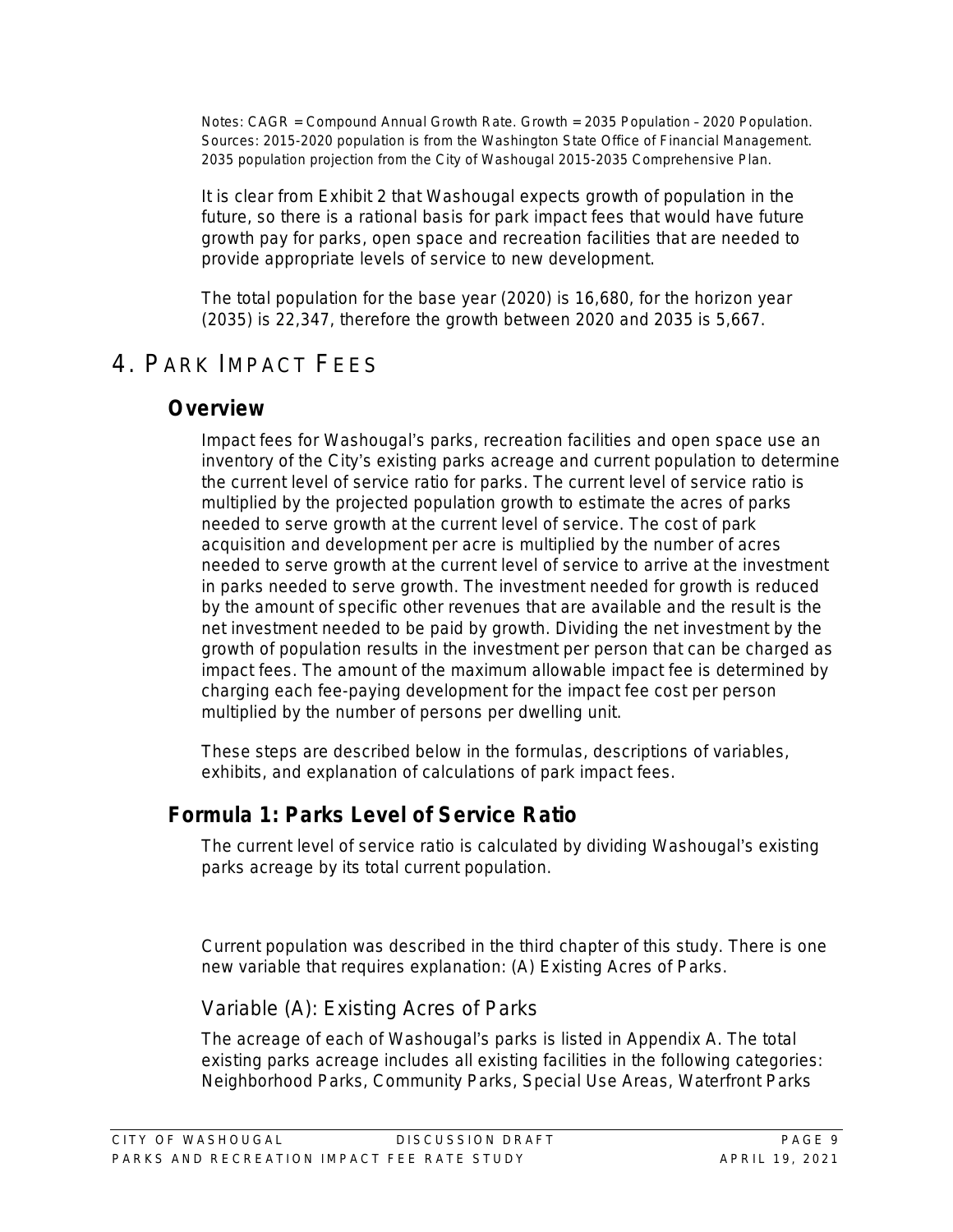Notes: CAGR = Compound Annual Growth Rate. Growth = 2035 Population – 2020 Population. Sources: 2015-2020 population is from the Washington State Office of Financial Management. 2035 population projection from the City of Washougal 2015-2035 Comprehensive Plan.

It is clear from Exhibit 2 that Washougal expects growth of population in the future, so there is a rational basis for park impact fees that would have future growth pay for parks, open space and recreation facilities that are needed to provide appropriate levels of service to new development.

The total population for the base year (2020) is 16,680, for the horizon year (2035) is 22,347, therefore the growth between 2020 and 2035 is 5,667.

# 4. Park Impact Fees

## Overview

Impact fees for Washougal's parks, recreation facilities and open space use an inventory of the City's existing parks acreage and current population to determine the current level of service ratio for parks. The current level of service ratio is multiplied by the projected population growth to estimate the acres of parks needed to serve growth at the current level of service. The cost of park acquisition and development per acre is multiplied by the number of acres needed to serve growth at the current level of service to arrive at the investment in parks needed to serve growth. The investment needed for growth is reduced by the amount of specific other revenues that are available and the result is the net investment needed to be paid by growth. Dividing the net investment by the growth of population results in the investment per person that can be charged as impact fees. The amount of the maximum allowable impact fee is determined by charging each fee-paying development for the impact fee cost per person multiplied by the number of persons per dwelling unit.

These steps are described below in the formulas, descriptions of variables, exhibits, and explanation of calculations of park impact fees.

## Formula 1: Parks Level of Service Ratio

The current level of service ratio is calculated by dividing Washougal's existing parks acreage by its total current population.

Current population was described in the third chapter of this study. There is one new variable that requires explanation: (A) Existing Acres of Parks.

### Variable (A): Existing Acres of Parks

The acreage of each of Washougal's parks is listed in Appendix A. The total existing parks acreage includes all existing facilities in the following categories: Neighborhood Parks, Community Parks, Special Use Areas, Waterfront Parks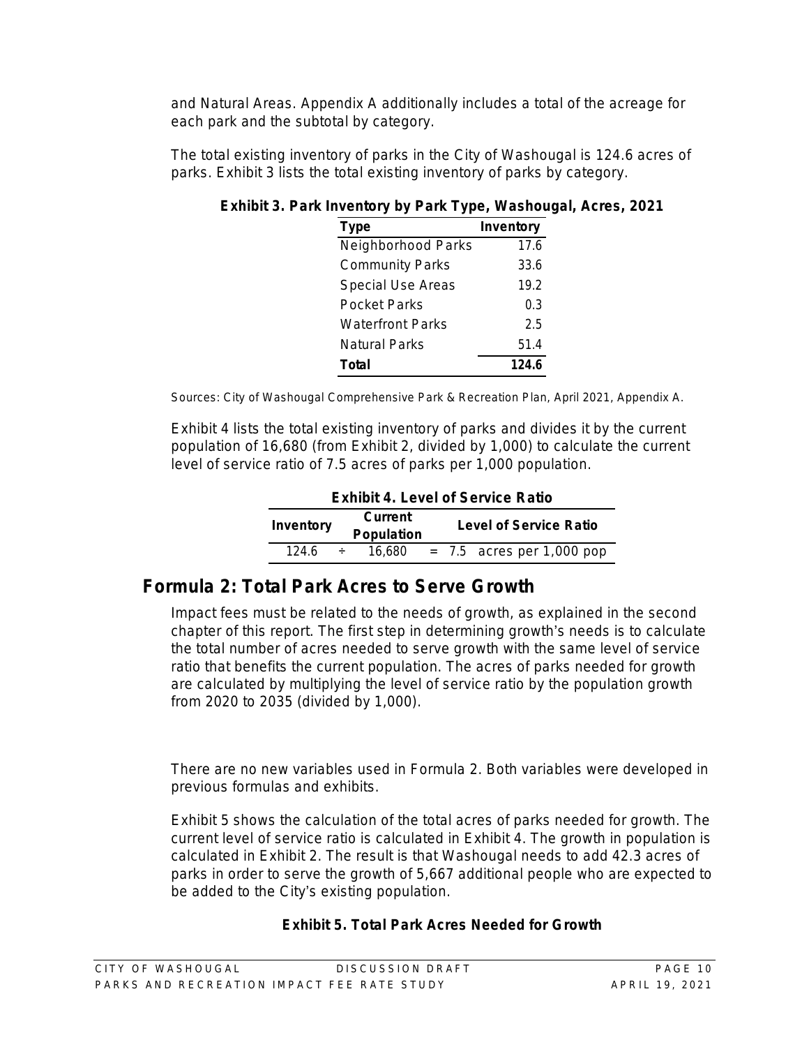and Natural Areas. Appendix A additionally includes a total of the acreage for each park and the subtotal by category.

The total existing inventory of parks in the City of Washougal is 124.6 acres of parks. Exhibit 3 lists the total existing inventory of parks by category.

**Exhibit 3. Park Inventory by Park Type, Washougal, Acres, 2021**

| Type | Inventory |
|---|---|
| Neighborhood Parks | 17.6 |
| Community Parks | 33.6 |
| Special Use Areas | 19.2 |
| Pocket Parks | 0.3 |
| Waterfront Parks | 2.5 |
| Natural Parks | 51.4 |
| **Total** | **124.6** |

Sources: City of Washougal Comprehensive Park & Recreation Plan, April 2021, Appendix A.

Exhibit 4 lists the total existing inventory of parks and divides it by the current population of 16,680 (from Exhibit 2, divided by 1,000) to calculate the current level of service ratio of 7.5 acres of parks per 1,000 population.

**Exhibit 4. Level of Service Ratio**

| Inventory | | Current Population | | Level of Service Ratio |
|---|---|---|---|---|
| 124.6 | ÷ | 16,680 | = | 7.5 acres per 1,000 pop |

## Formula 2: Total Park Acres to Serve Growth

Impact fees must be related to the needs of growth, as explained in the second chapter of this report. The first step in determining growth's needs is to calculate the total number of acres needed to serve growth with the same level of service ratio that benefits the current population. The acres of parks needed for growth are calculated by multiplying the level of service ratio by the population growth from 2020 to 2035 (divided by 1,000).

There are no new variables used in Formula 2. Both variables were developed in previous formulas and exhibits.

Exhibit 5 shows the calculation of the total acres of parks needed for growth. The current level of service ratio is calculated in Exhibit 4. The growth in population is calculated in Exhibit 2. The result is that Washougal needs to add 42.3 acres of parks in order to serve the growth of 5,667 additional people who are expected to be added to the City's existing population.

**Exhibit 5. Total Park Acres Needed for Growth**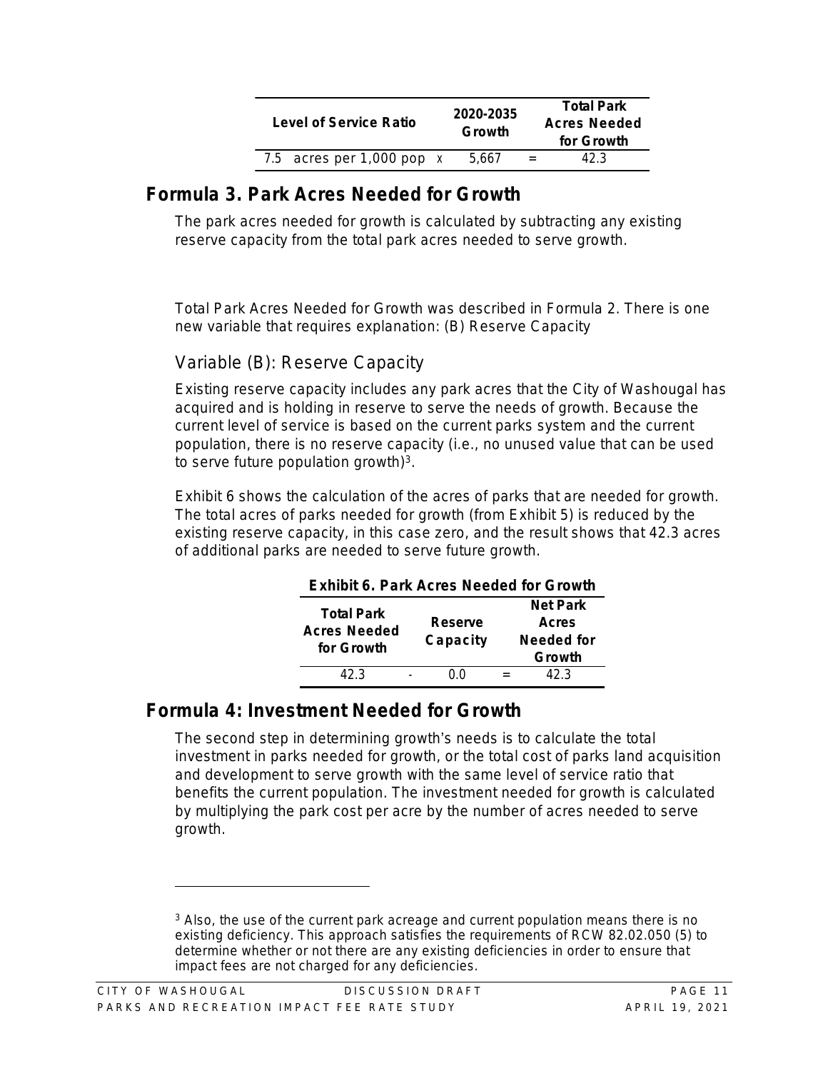| Level of Service Ratio | | 2020-2035 Growth | | Total Park Acres Needed for Growth |
|---|---|---|---|---|
| 7.5 acres per 1,000 pop | x | 5,667 | = | 42.3 |

## Formula 3. Park Acres Needed for Growth

The park acres needed for growth is calculated by subtracting any existing reserve capacity from the total park acres needed to serve growth.

Total Park Acres Needed for Growth was described in Formula 2. There is one new variable that requires explanation: (B) Reserve Capacity

### Variable (B): Reserve Capacity

Existing reserve capacity includes any park acres that the City of Washougal has acquired and is holding in reserve to serve the needs of growth. Because the current level of service is based on the current parks system and the current population, there is no reserve capacity (i.e., no unused value that can be used to serve future population growth)[3].

Exhibit 6 shows the calculation of the acres of parks that are needed for growth. The total acres of parks needed for growth (from Exhibit 5) is reduced by the existing reserve capacity, in this case zero, and the result shows that 42.3 acres of additional parks are needed to serve future growth.

**Exhibit 6. Park Acres Needed for Growth**

| Total Park Acres Needed for Growth | | Reserve Capacity | | Net Park Acres Needed for Growth |
|---|---|---|---|---|
| 42.3 | - | 0.0 | = | 42.3 |

## Formula 4: Investment Needed for Growth

The second step in determining growth's needs is to calculate the total investment in parks needed for growth, or the total cost of parks land acquisition and development to serve growth with the same level of service ratio that benefits the current population. The investment needed for growth is calculated by multiplying the park cost per acre by the number of acres needed to serve growth.

[3] Also, the use of the current park acreage and current population means there is no existing deficiency. This approach satisfies the requirements of RCW 82.02.050 (5) to determine whether or not there are any existing deficiencies in order to ensure that impact fees are not charged for any deficiencies.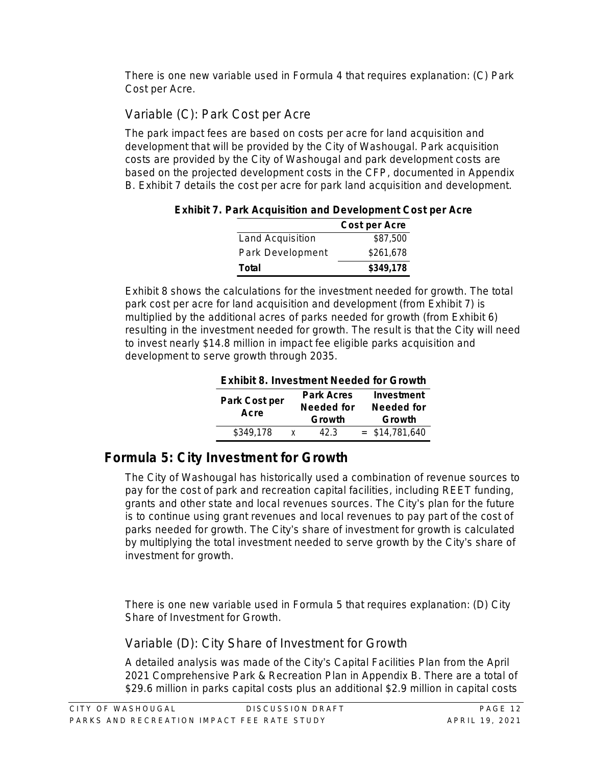There is one new variable used in Formula 4 that requires explanation: (C) Park Cost per Acre.

### Variable (C): Park Cost per Acre

The park impact fees are based on costs per acre for land acquisition and development that will be provided by the City of Washougal. Park acquisition costs are provided by the City of Washougal and park development costs are based on the projected development costs in the CFP, documented in Appendix B. Exhibit 7 details the cost per acre for park land acquisition and development.

**Exhibit 7. Park Acquisition and Development Cost per Acre**

| | Cost per Acre |
|---|---|
| Land Acquisition | $87,500 |
| Park Development | $261,678 |
| **Total** | **$349,178** |

Exhibit 8 shows the calculations for the investment needed for growth. The total park cost per acre for land acquisition and development (from Exhibit 7) is multiplied by the additional acres of parks needed for growth (from Exhibit 6) resulting in the investment needed for growth. The result is that the City will need to invest nearly $14.8 million in impact fee eligible parks acquisition and development to serve growth through 2035.

**Exhibit 8. Investment Needed for Growth**

| Park Cost per Acre | | Park Acres Needed for Growth | | Investment Needed for Growth |
|---|---|---|---|---|
| $349,178 | x | 42.3 | = | $14,781,640 |

## Formula 5: City Investment for Growth

The City of Washougal has historically used a combination of revenue sources to pay for the cost of park and recreation capital facilities, including REET funding, grants and other state and local revenues sources. The City's plan for the future is to continue using grant revenues and local revenues to pay part of the cost of parks needed for growth. The City's share of investment for growth is calculated by multiplying the total investment needed to serve growth by the City's share of investment for growth.

There is one new variable used in Formula 5 that requires explanation: (D) City Share of Investment for Growth.

### Variable (D): City Share of Investment for Growth

A detailed analysis was made of the City's Capital Facilities Plan from the April 2021 Comprehensive Park & Recreation Plan in Appendix B. There are a total of $29.6 million in parks capital costs plus an additional $2.9 million in capital costs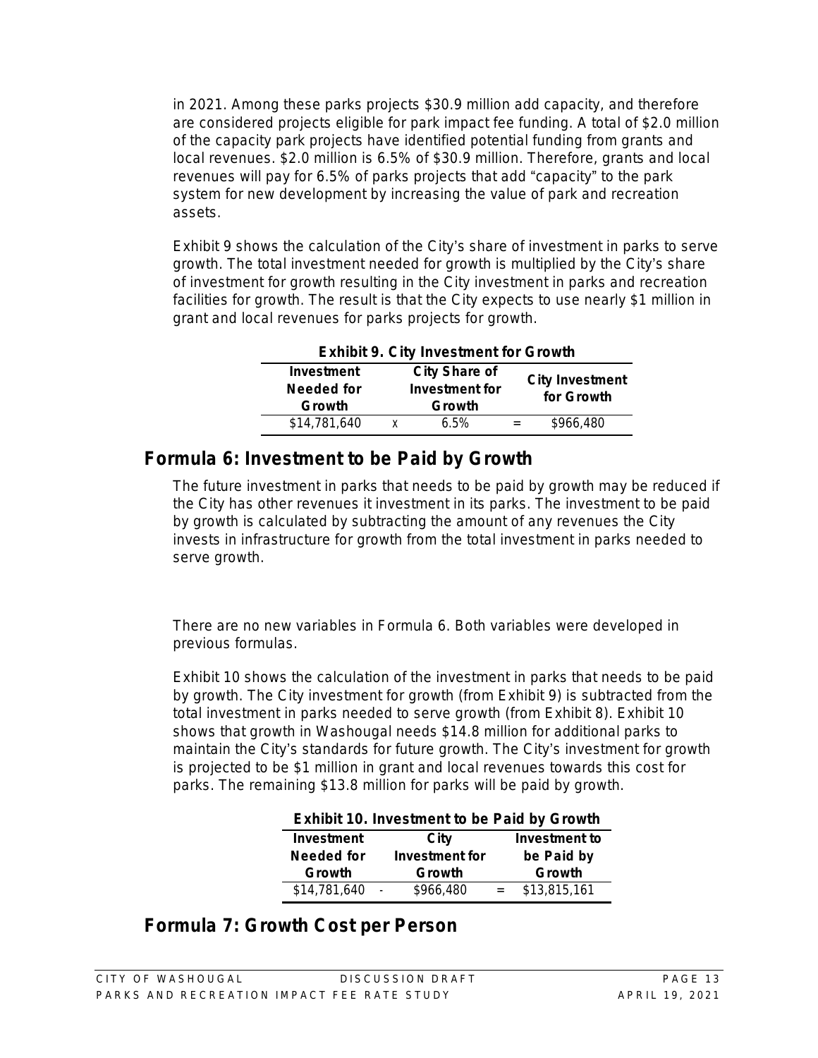in 2021. Among these parks projects $30.9 million add capacity, and therefore are considered projects eligible for park impact fee funding. A total of $2.0 million of the capacity park projects have identified potential funding from grants and local revenues. $2.0 million is 6.5% of $30.9 million. Therefore, grants and local revenues will pay for 6.5% of parks projects that add "capacity" to the park system for new development by increasing the value of park and recreation assets.

Exhibit 9 shows the calculation of the City's share of investment in parks to serve growth. The total investment needed for growth is multiplied by the City's share of investment for growth resulting in the City investment in parks and recreation facilities for growth. The result is that the City expects to use nearly $1 million in grant and local revenues for parks projects for growth.

**Exhibit 9. City Investment for Growth**

| Investment Needed for Growth | | City Share of Investment for Growth | | City Investment for Growth |
|---|---|---|---|---|
| $14,781,640 | x | 6.5% | = | $966,480 |

## Formula 6: Investment to be Paid by Growth

The future investment in parks that needs to be paid by growth may be reduced if the City has other revenues it investment in its parks. The investment to be paid by growth is calculated by subtracting the amount of any revenues the City invests in infrastructure for growth from the total investment in parks needed to serve growth.

There are no new variables in Formula 6. Both variables were developed in previous formulas.

Exhibit 10 shows the calculation of the investment in parks that needs to be paid by growth. The City investment for growth (from Exhibit 9) is subtracted from the total investment in parks needed to serve growth (from Exhibit 8). Exhibit 10 shows that growth in Washougal needs $14.8 million for additional parks to maintain the City's standards for future growth. The City's investment for growth is projected to be $1 million in grant and local revenues towards this cost for parks. The remaining $13.8 million for parks will be paid by growth.

**Exhibit 10. Investment to be Paid by Growth**

| Investment Needed for Growth | | City Investment for Growth | | Investment to be Paid by Growth |
|---|---|---|---|---|
| $14,781,640 | - | $966,480 | = | $13,815,161 |

## Formula 7: Growth Cost per Person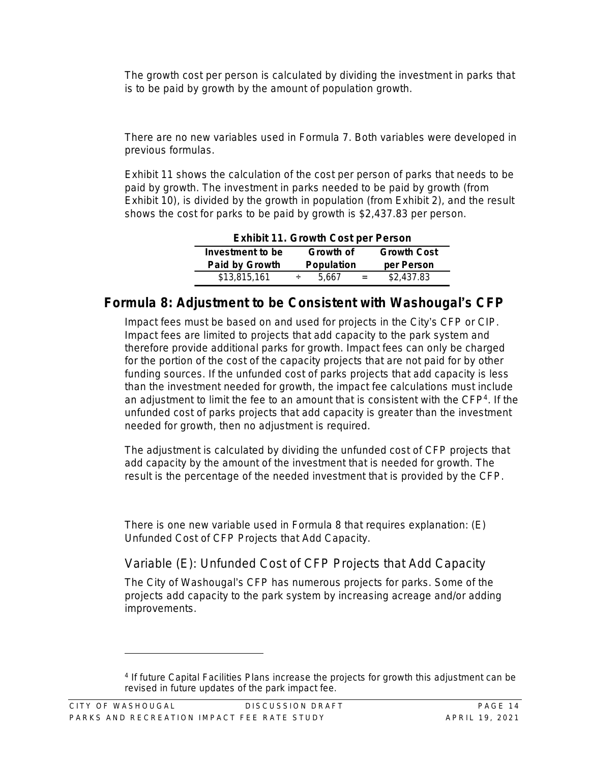The growth cost per person is calculated by dividing the investment in parks that is to be paid by growth by the amount of population growth.

There are no new variables used in Formula 7. Both variables were developed in previous formulas.

Exhibit 11 shows the calculation of the cost per person of parks that needs to be paid by growth. The investment in parks needed to be paid by growth (from Exhibit 10), is divided by the growth in population (from Exhibit 2), and the result shows the cost for parks to be paid by growth is $2,437.83 per person.

**Exhibit 11. Growth Cost per Person**

| Investment to be Paid by Growth | | Growth of Population | | Growth Cost per Person |
|---|---|---|---|---|
| $13,815,161 | ÷ | 5,667 | = | $2,437.83 |

## Formula 8: Adjustment to be Consistent with Washougal's CFP

Impact fees must be based on and used for projects in the City's CFP or CIP. Impact fees are limited to projects that add capacity to the park system and therefore provide additional parks for growth. Impact fees can only be charged for the portion of the cost of the capacity projects that are not paid for by other funding sources. If the unfunded cost of parks projects that add capacity is less than the investment needed for growth, the impact fee calculations must include an adjustment to limit the fee to an amount that is consistent with the CFP[4]. If the unfunded cost of parks projects that add capacity is greater than the investment needed for growth, then no adjustment is required.

The adjustment is calculated by dividing the unfunded cost of CFP projects that add capacity by the amount of the investment that is needed for growth. The result is the percentage of the needed investment that is provided by the CFP.

There is one new variable used in Formula 8 that requires explanation: (E) Unfunded Cost of CFP Projects that Add Capacity.

### Variable (E): Unfunded Cost of CFP Projects that Add Capacity

The City of Washougal's CFP has numerous projects for parks. Some of the projects add capacity to the park system by increasing acreage and/or adding improvements.

---

[4] If future Capital Facilities Plans increase the projects for growth this adjustment can be revised in future updates of the park impact fee.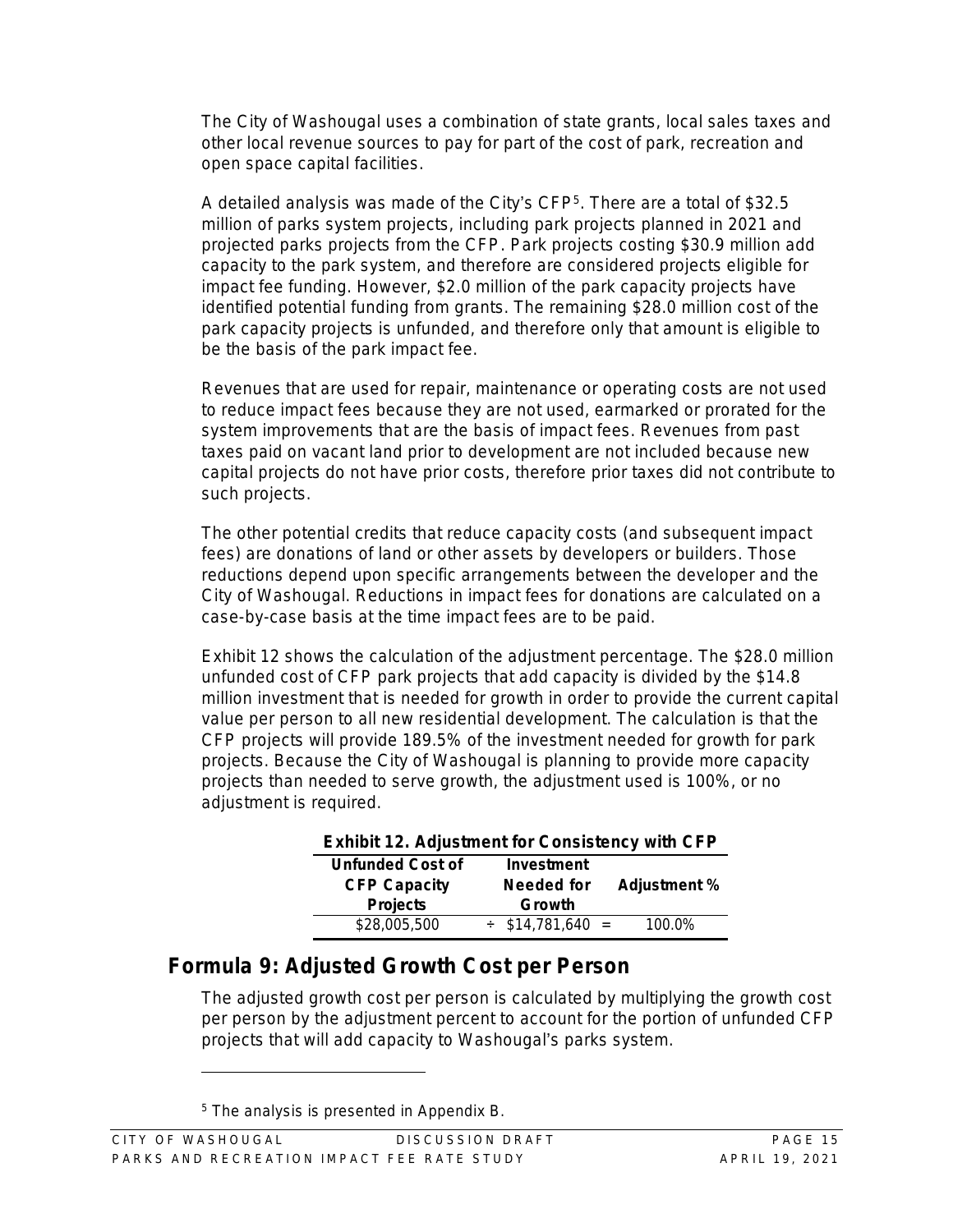The City of Washougal uses a combination of state grants, local sales taxes and other local revenue sources to pay for part of the cost of park, recreation and open space capital facilities.

A detailed analysis was made of the City's CFP[5]. There are a total of $32.5 million of parks system projects, including park projects planned in 2021 and projected parks projects from the CFP. Park projects costing $30.9 million add capacity to the park system, and therefore are considered projects eligible for impact fee funding. However, $2.0 million of the park capacity projects have identified potential funding from grants. The remaining $28.0 million cost of the park capacity projects is unfunded, and therefore only that amount is eligible to be the basis of the park impact fee.

Revenues that are used for repair, maintenance or operating costs are not used to reduce impact fees because they are not used, earmarked or prorated for the system improvements that are the basis of impact fees. Revenues from past taxes paid on vacant land prior to development are not included because new capital projects do not have prior costs, therefore prior taxes did not contribute to such projects.

The other potential credits that reduce capacity costs (and subsequent impact fees) are donations of land or other assets by developers or builders. Those reductions depend upon specific arrangements between the developer and the City of Washougal. Reductions in impact fees for donations are calculated on a case-by-case basis at the time impact fees are to be paid.

Exhibit 12 shows the calculation of the adjustment percentage. The $28.0 million unfunded cost of CFP park projects that add capacity is divided by the $14.8 million investment that is needed for growth in order to provide the current capital value per person to all new residential development. The calculation is that the CFP projects will provide 189.5% of the investment needed for growth for park projects. Because the City of Washougal is planning to provide more capacity projects than needed to serve growth, the adjustment used is 100%, or no adjustment is required.

**Exhibit 12. Adjustment for Consistency with CFP**

| Unfunded Cost of CFP Capacity Projects | | Investment Needed for Growth | | Adjustment % |
|---|---|---|---|---|
| $28,005,500 | ÷ | $14,781,640 | = | 100.0% |

## Formula 9: Adjusted Growth Cost per Person

The adjusted growth cost per person is calculated by multiplying the growth cost per person by the adjustment percent to account for the portion of unfunded CFP projects that will add capacity to Washougal's parks system.

[5] The analysis is presented in Appendix B.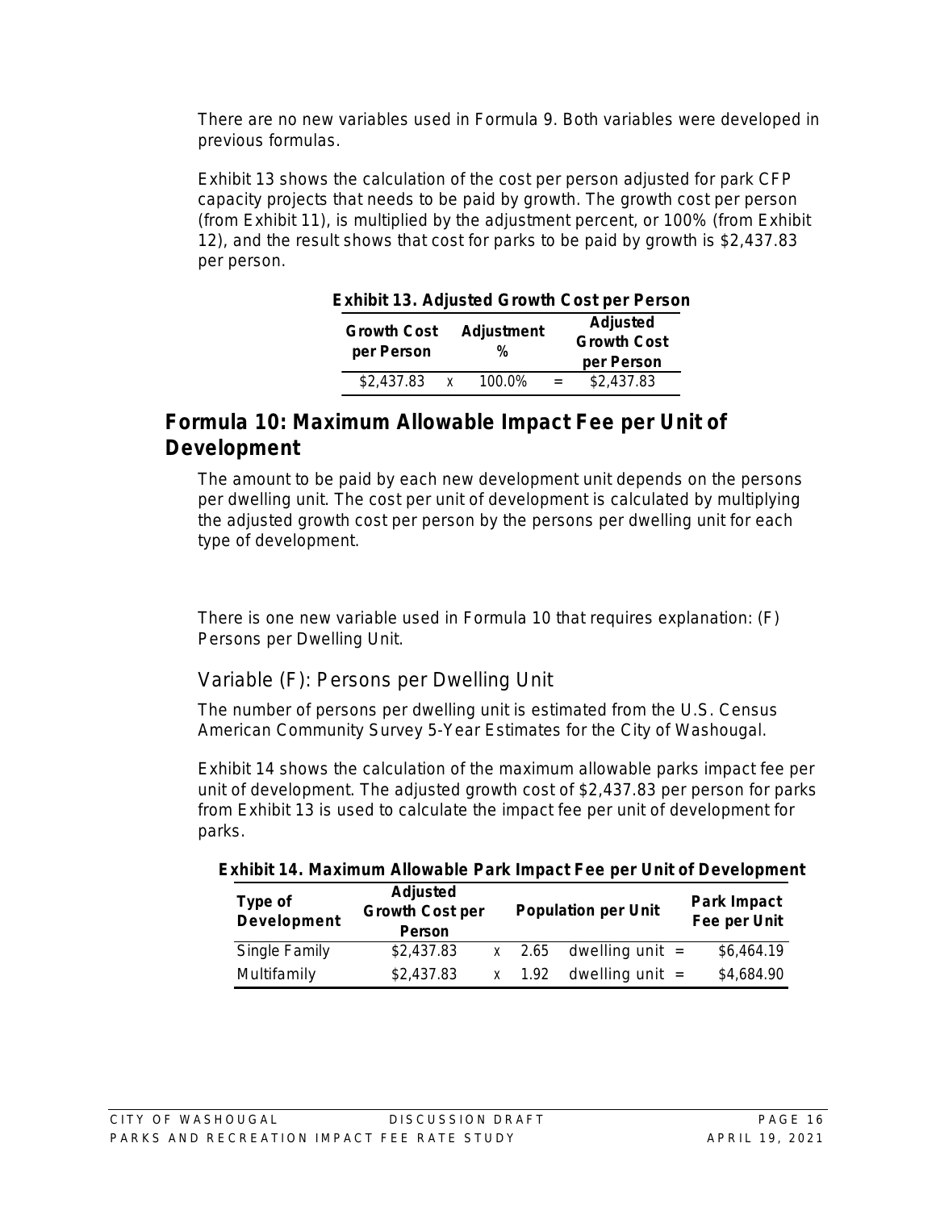There are no new variables used in Formula 9. Both variables were developed in previous formulas.

Exhibit 13 shows the calculation of the cost per person adjusted for park CFP capacity projects that needs to be paid by growth. The growth cost per person (from Exhibit 11), is multiplied by the adjustment percent, or 100% (from Exhibit 12), and the result shows that cost for parks to be paid by growth is $2,437.83 per person.

**Exhibit 13. Adjusted Growth Cost per Person**

| Growth Cost per Person | | Adjustment % | | Adjusted Growth Cost per Person |
|---|---|---|---|---|
| $2,437.83 | x | 100.0% | = | $2,437.83 |

## Formula 10: Maximum Allowable Impact Fee per Unit of Development

The amount to be paid by each new development unit depends on the persons per dwelling unit. The cost per unit of development is calculated by multiplying the adjusted growth cost per person by the persons per dwelling unit for each type of development.

There is one new variable used in Formula 10 that requires explanation: (F) Persons per Dwelling Unit.

### Variable (F): Persons per Dwelling Unit

The number of persons per dwelling unit is estimated from the U.S. Census American Community Survey 5-Year Estimates for the City of Washougal.

Exhibit 14 shows the calculation of the maximum allowable parks impact fee per unit of development. The adjusted growth cost of $2,437.83 per person for parks from Exhibit 13 is used to calculate the impact fee per unit of development for parks.

**Exhibit 14. Maximum Allowable Park Impact Fee per Unit of Development**

| Type of Development | Adjusted Growth Cost per Person | | Population per Unit | | Park Impact Fee per Unit |
|---|---|---|---|---|---|
| Single Family | $2,437.83 | x | 2.65 | dwelling unit = | $6,464.19 |
| Multifamily | $2,437.83 | x | 1.92 | dwelling unit = | $4,684.90 |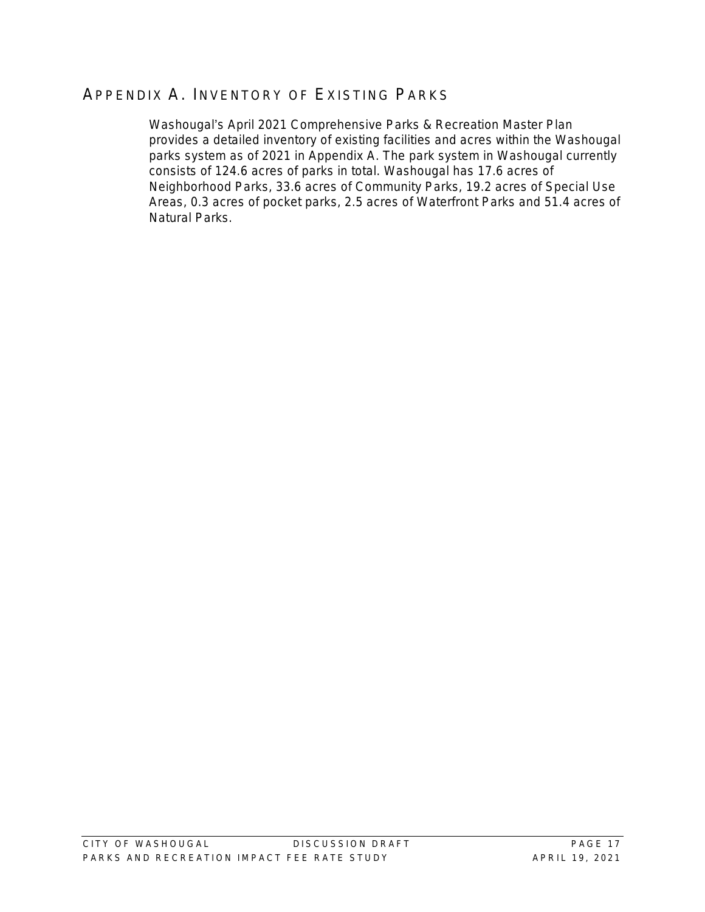## APPENDIX A. INVENTORY OF EXISTING PARKS

Washougal's April 2021 Comprehensive Parks & Recreation Master Plan provides a detailed inventory of existing facilities and acres within the Washougal parks system as of 2021 in Appendix A. The park system in Washougal currently consists of 124.6 acres of parks in total. Washougal has 17.6 acres of Neighborhood Parks, 33.6 acres of Community Parks, 19.2 acres of Special Use Areas, 0.3 acres of pocket parks, 2.5 acres of Waterfront Parks and 51.4 acres of Natural Parks.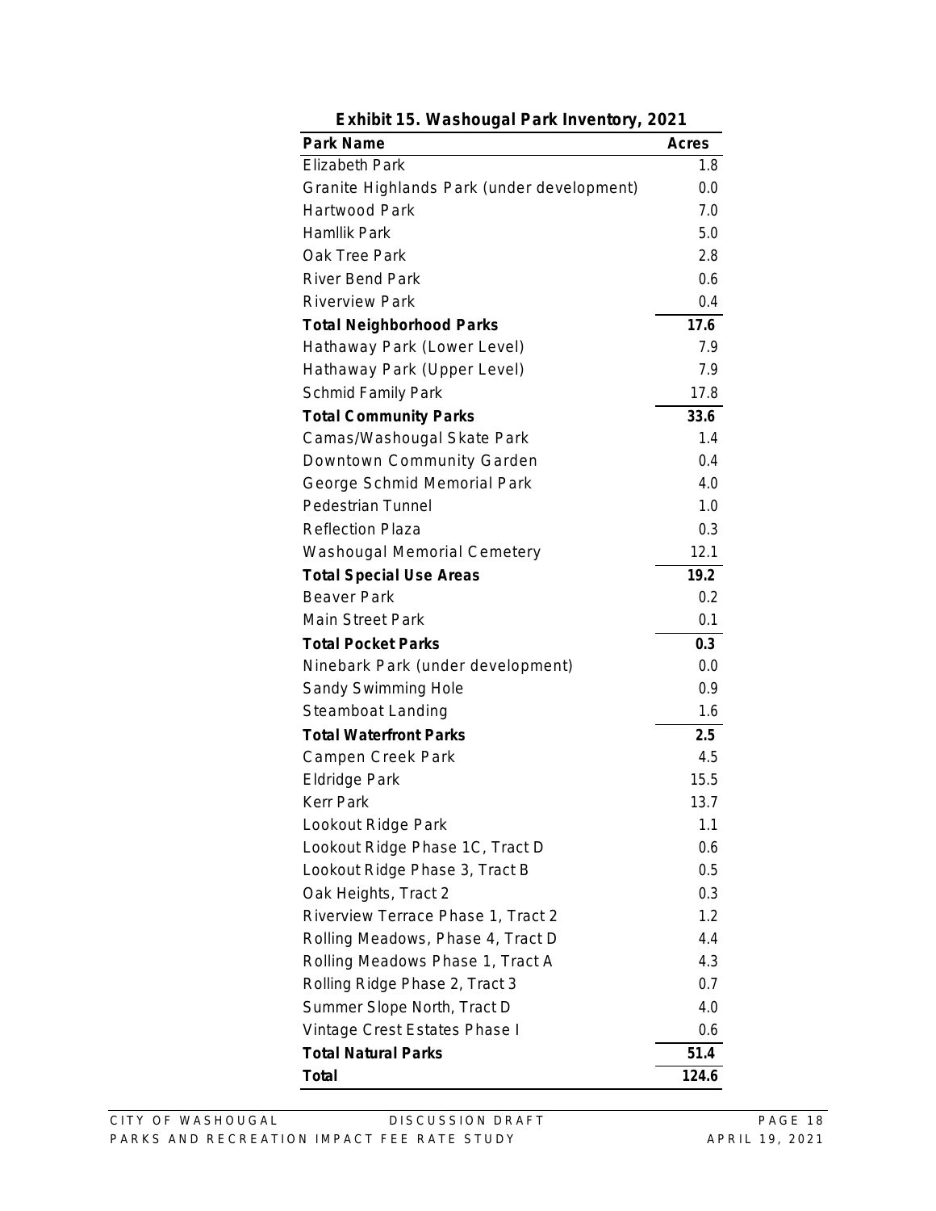**Exhibit 15. Washougal Park Inventory, 2021**

| Park Name | Acres |
|---|---|
| Elizabeth Park | 1.8 |
| Granite Highlands Park (under development) | 0.0 |
| Hartwood Park | 7.0 |
| Hamllik Park | 5.0 |
| Oak Tree Park | 2.8 |
| River Bend Park | 0.6 |
| Riverview Park | 0.4 |
| **Total Neighborhood Parks** | **17.6** |
| Hathaway Park (Lower Level) | 7.9 |
| Hathaway Park (Upper Level) | 7.9 |
| Schmid Family Park | 17.8 |
| **Total Community Parks** | **33.6** |
| Camas/Washougal Skate Park | 1.4 |
| Downtown Community Garden | 0.4 |
| George Schmid Memorial Park | 4.0 |
| Pedestrian Tunnel | 1.0 |
| Reflection Plaza | 0.3 |
| Washougal Memorial Cemetery | 12.1 |
| **Total Special Use Areas** | **19.2** |
| Beaver Park | 0.2 |
| Main Street Park | 0.1 |
| **Total Pocket Parks** | **0.3** |
| Ninebark Park (under development) | 0.0 |
| Sandy Swimming Hole | 0.9 |
| Steamboat Landing | 1.6 |
| **Total Waterfront Parks** | **2.5** |
| Campen Creek Park | 4.5 |
| Eldridge Park | 15.5 |
| Kerr Park | 13.7 |
| Lookout Ridge Park | 1.1 |
| Lookout Ridge Phase 1C, Tract D | 0.6 |
| Lookout Ridge Phase 3, Tract B | 0.5 |
| Oak Heights, Tract 2 | 0.3 |
| Riverview Terrace Phase 1, Tract 2 | 1.2 |
| Rolling Meadows, Phase 4, Tract D | 4.4 |
| Rolling Meadows Phase 1, Tract A | 4.3 |
| Rolling Ridge Phase 2, Tract 3 | 0.7 |
| Summer Slope North, Tract D | 4.0 |
| Vintage Crest Estates Phase I | 0.6 |
| **Total Natural Parks** | **51.4** |
| **Total** | **124.6** |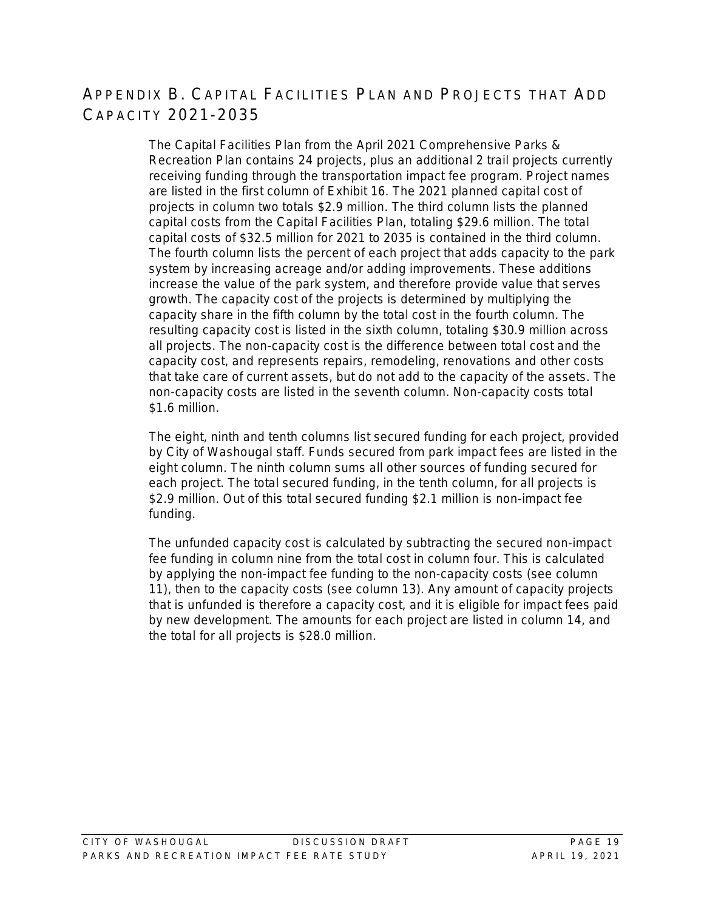## APPENDIX B. CAPITAL FACILITIES PLAN AND PROJECTS THAT ADD CAPACITY 2021-2035

The Capital Facilities Plan from the April 2021 Comprehensive Parks & Recreation Plan contains 24 projects, plus an additional 2 trail projects currently receiving funding through the transportation impact fee program. Project names are listed in the first column of Exhibit 16. The 2021 planned capital cost of projects in column two totals $2.9 million. The third column lists the planned capital costs from the Capital Facilities Plan, totaling $29.6 million. The total capital costs of $32.5 million for 2021 to 2035 is contained in the third column. The fourth column lists the percent of each project that adds capacity to the park system by increasing acreage and/or adding improvements. These additions increase the value of the park system, and therefore provide value that serves growth. The capacity cost of the projects is determined by multiplying the capacity share in the fifth column by the total cost in the fourth column. The resulting capacity cost is listed in the sixth column, totaling $30.9 million across all projects. The non-capacity cost is the difference between total cost and the capacity cost, and represents repairs, remodeling, renovations and other costs that take care of current assets, but do not add to the capacity of the assets. The non-capacity costs are listed in the seventh column. Non-capacity costs total $1.6 million.

The eight, ninth and tenth columns list secured funding for each project, provided by City of Washougal staff. Funds secured from park impact fees are listed in the eight column. The ninth column sums all other sources of funding secured for each project. The total secured funding, in the tenth column, for all projects is $2.9 million. Out of this total secured funding $2.1 million is non-impact fee funding.

The unfunded capacity cost is calculated by subtracting the secured non-impact fee funding in column nine from the total cost in column four. This is calculated by applying the non-impact fee funding to the non-capacity costs (see column 11), then to the capacity costs (see column 13). Any amount of capacity projects that is unfunded is therefore a capacity cost, and it is eligible for impact fees paid by new development. The amounts for each project are listed in column 14, and the total for all projects is $28.0 million.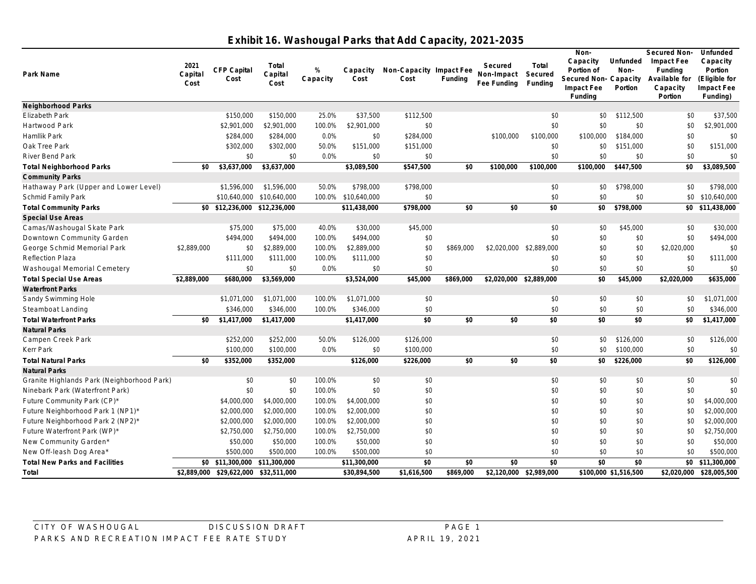# Exhibit 16. Washougal Parks that Add Capacity, 2021-2035

| Park Name | 2021 Capital Cost | CFP Capital Cost | Total Capital Cost | % Capacity | Capacity Cost | Non-Capacity Cost | Impact Fee Funding | Secured Non-Impact Fee Funding | Total Secured Funding | Non-Capacity Portion of Secured Non-Impact Fee Funding | Unfunded Non-Capacity Portion | Secured Non-Impact Fee Funding Available for Capacity Portion | Unfunded Capacity Portion (Eligible for Impact Fee Funding) |
|---|---|---|---|---|---|---|---|---|---|---|---|---|---|
| **Neighborhood Parks** | | | | | | | | | | | | | |
| Elizabeth Park | | $150,000 | $150,000 | 25.0% | $37,500 | $112,500 | | | $0 | $0 | $112,500 | $0 | $37,500 |
| Hartwood Park | | $2,901,000 | $2,901,000 | 100.0% | $2,901,000 | $0 | | | $0 | $0 | $0 | $0 | $2,901,000 |
| Hamllik Park | | $284,000 | $284,000 | 0.0% | $0 | $284,000 | | $100,000 | $100,000 | $100,000 | $184,000 | $0 | $0 |
| Oak Tree Park | | $302,000 | $302,000 | 50.0% | $151,000 | $151,000 | | | $0 | $0 | $151,000 | $0 | $151,000 |
| River Bend Park | | $0 | $0 | 0.0% | $0 | $0 | | | $0 | $0 | $0 | $0 | $0 |
| **Total Neighborhood Parks** | **$0** | **$3,637,000** | **$3,637,000** | | **$3,089,500** | **$547,500** | **$0** | **$100,000** | **$100,000** | **$100,000** | **$447,500** | **$0** | **$3,089,500** |
| **Community Parks** | | | | | | | | | | | | | |
| Hathaway Park (Upper and Lower Level) | | $1,596,000 | $1,596,000 | 50.0% | $798,000 | $798,000 | | | $0 | $0 | $798,000 | $0 | $798,000 |
| Schmid Family Park | | $10,640,000 | $10,640,000 | 100.0% | $10,640,000 | $0 | | | $0 | $0 | $0 | $0 | $10,640,000 |
| **Total Community Parks** | **$0** | **$12,236,000** | **$12,236,000** | | **$11,438,000** | **$798,000** | **$0** | **$0** | **$0** | **$0** | **$798,000** | **$0** | **$11,438,000** |
| **Special Use Areas** | | | | | | | | | | | | | |
| Camas/Washougal Skate Park | | $75,000 | $75,000 | 40.0% | $30,000 | $45,000 | | | $0 | $0 | $45,000 | $0 | $30,000 |
| Downtown Community Garden | | $494,000 | $494,000 | 100.0% | $494,000 | $0 | | | $0 | $0 | $0 | $0 | $494,000 |
| George Schmid Memorial Park | $2,889,000 | $0 | $2,889,000 | 100.0% | $2,889,000 | $0 | $869,000 | $2,020,000 | $2,889,000 | $0 | $0 | $2,020,000 | $0 |
| Reflection Plaza | | $111,000 | $111,000 | 100.0% | $111,000 | $0 | | | $0 | $0 | $0 | $0 | $111,000 |
| Washougal Memorial Cemetery | | $0 | $0 | 0.0% | $0 | $0 | | | $0 | $0 | $0 | $0 | $0 |
| **Total Special Use Areas** | **$2,889,000** | **$680,000** | **$3,569,000** | | **$3,524,000** | **$45,000** | **$869,000** | **$2,020,000** | **$2,889,000** | **$0** | **$45,000** | **$2,020,000** | **$635,000** |
| **Waterfront Parks** | | | | | | | | | | | | | |
| Sandy Swimming Hole | | $1,071,000 | $1,071,000 | 100.0% | $1,071,000 | $0 | | | $0 | $0 | $0 | $0 | $1,071,000 |
| Steamboat Landing | | $346,000 | $346,000 | 100.0% | $346,000 | $0 | | | $0 | $0 | $0 | $0 | $346,000 |
| **Total Waterfront Parks** | **$0** | **$1,417,000** | **$1,417,000** | | **$1,417,000** | **$0** | **$0** | **$0** | **$0** | **$0** | **$0** | **$0** | **$1,417,000** |
| **Natural Parks** | | | | | | | | | | | | | |
| Campen Creek Park | | $252,000 | $252,000 | 50.0% | $126,000 | $126,000 | | | $0 | $0 | $126,000 | $0 | $126,000 |
| Kerr Park | | $100,000 | $100,000 | 0.0% | $0 | $100,000 | | | $0 | $0 | $100,000 | $0 | $0 |
| **Total Natural Parks** | **$0** | **$352,000** | **$352,000** | | **$126,000** | **$226,000** | **$0** | **$0** | **$0** | **$0** | **$226,000** | **$0** | **$126,000** |
| **Natural Parks** | | | | | | | | | | | | | |
| Granite Highlands Park (Neighborhood Park) | | $0 | $0 | 100.0% | $0 | $0 | | | $0 | $0 | $0 | $0 | $0 |
| Ninebark Park (Waterfront Park) | | $0 | $0 | 100.0% | $0 | $0 | | | $0 | $0 | $0 | $0 | $0 |
| Future Community Park (CP)* | | $4,000,000 | $4,000,000 | 100.0% | $4,000,000 | $0 | | | $0 | $0 | $0 | $0 | $4,000,000 |
| Future Neighborhood Park 1 (NP1)* | | $2,000,000 | $2,000,000 | 100.0% | $2,000,000 | $0 | | | $0 | $0 | $0 | $0 | $2,000,000 |
| Future Neighborhood Park 2 (NP2)* | | $2,000,000 | $2,000,000 | 100.0% | $2,000,000 | $0 | | | $0 | $0 | $0 | $0 | $2,000,000 |
| Future Waterfront Park (WP)* | | $2,750,000 | $2,750,000 | 100.0% | $2,750,000 | $0 | | | $0 | $0 | $0 | $0 | $2,750,000 |
| New Community Garden* | | $50,000 | $50,000 | 100.0% | $50,000 | $0 | | | $0 | $0 | $0 | $0 | $50,000 |
| New Off-leash Dog Area* | | $500,000 | $500,000 | 100.0% | $500,000 | $0 | | | $0 | $0 | $0 | $0 | $500,000 |
| **Total New Parks and Facilities** | **$0** | **$11,300,000** | **$11,300,000** | | **$11,300,000** | **$0** | **$0** | **$0** | **$0** | **$0** | **$0** | **$0** | **$11,300,000** |
| **Total** | **$2,889,000** | **$29,622,000** | **$32,511,000** | | **$30,894,500** | **$1,616,500** | **$869,000** | **$2,120,000** | **$2,989,000** | **$100,000** | **$1,516,500** | **$2,020,000** | **$28,005,500** |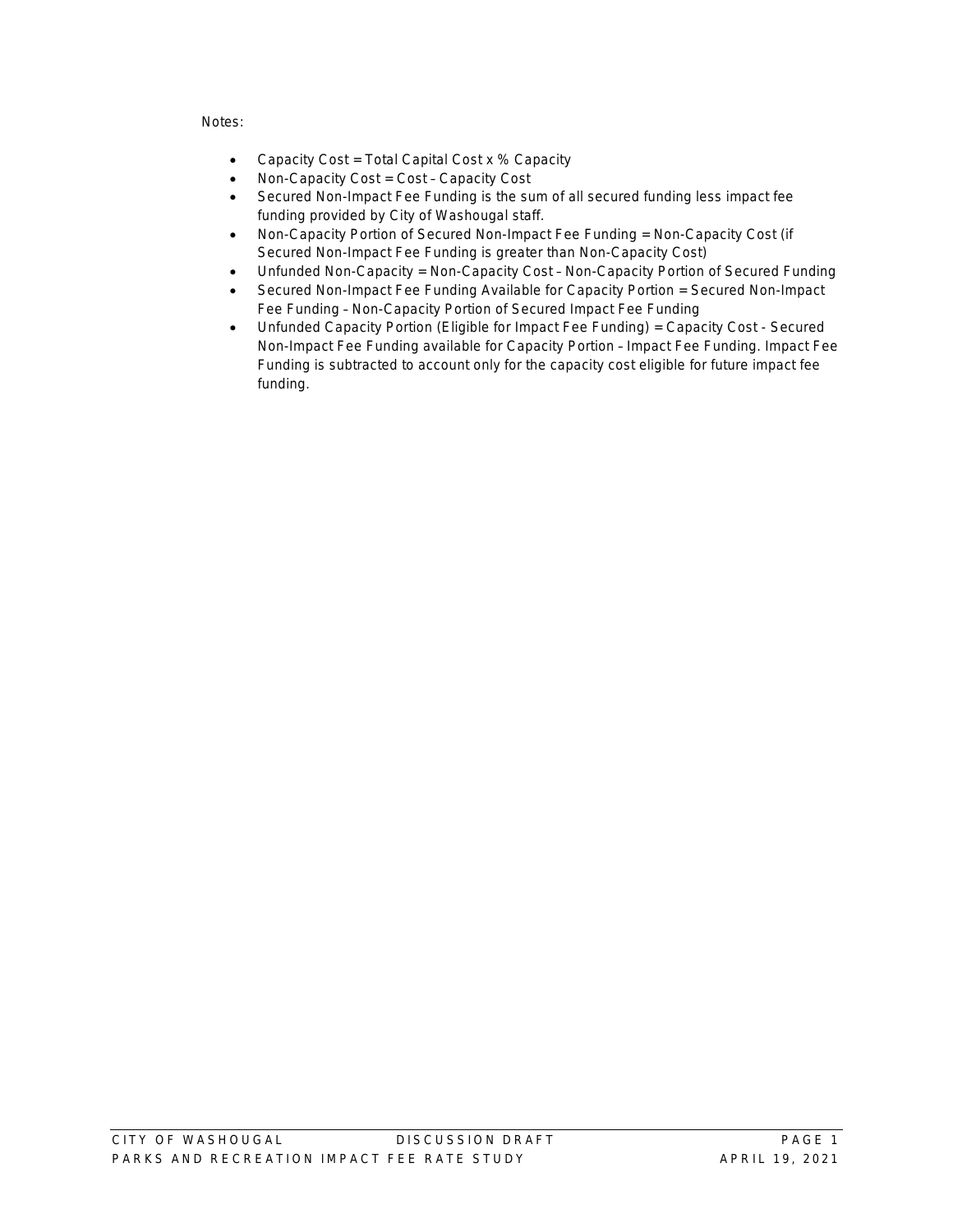Notes:

- Capacity Cost = Total Capital Cost x % Capacity
- Non-Capacity Cost = Cost – Capacity Cost
- Secured Non-Impact Fee Funding is the sum of all secured funding less impact fee funding provided by City of Washougal staff.
- Non-Capacity Portion of Secured Non-Impact Fee Funding = Non-Capacity Cost (if Secured Non-Impact Fee Funding is greater than Non-Capacity Cost)
- Unfunded Non-Capacity = Non-Capacity Cost – Non-Capacity Portion of Secured Funding
- Secured Non-Impact Fee Funding Available for Capacity Portion = Secured Non-Impact Fee Funding – Non-Capacity Portion of Secured Impact Fee Funding
- Unfunded Capacity Portion (Eligible for Impact Fee Funding) = Capacity Cost - Secured Non-Impact Fee Funding available for Capacity Portion – Impact Fee Funding. Impact Fee Funding is subtracted to account only for the capacity cost eligible for future impact fee funding.